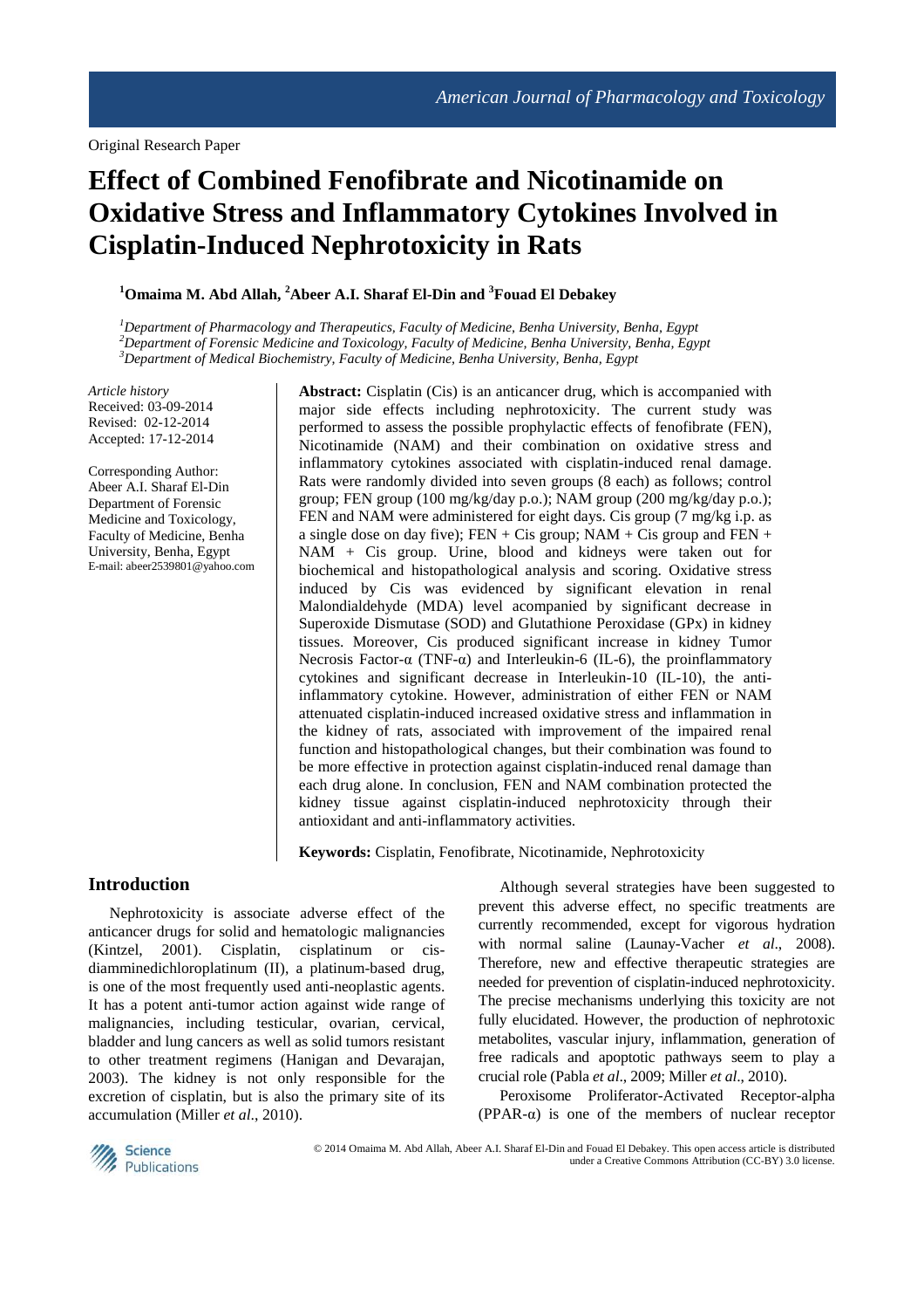Original Research Paper

# Effect of Combined Fenofibrate and Nicotinamide on Oxidative Stress and Inflammatory Cytokines Involved in Cisplatin-Induced Nephrotoxicity in Rats

**[1]Omaima M. Abd Allah, [2]Abeer A.I. Sharaf El-Din and [3]Fouad El Debakey**

*[1]Department of Pharmacology and Therapeutics, Faculty of Medicine, Benha University, Benha, Egypt*
*[2]Department of Forensic Medicine and Toxicology, Faculty of Medicine, Benha University, Benha, Egypt*
*[3]Department of Medical Biochemistry, Faculty of Medicine, Benha University, Benha, Egypt*

*Article history*
Received: 03-09-2014
Revised: 02-12-2014
Accepted: 17-12-2014

Corresponding Author:
Abeer A.I. Sharaf El-Din
Department of Forensic Medicine and Toxicology, Faculty of Medicine, Benha University, Benha, Egypt
E-mail: abeer2539801@yahoo.com

**Abstract:** Cisplatin (Cis) is an anticancer drug, which is accompanied with major side effects including nephrotoxicity. The current study was performed to assess the possible prophylactic effects of fenofibrate (FEN), Nicotinamide (NAM) and their combination on oxidative stress and inflammatory cytokines associated with cisplatin-induced renal damage. Rats were randomly divided into seven groups (8 each) as follows; control group; FEN group (100 mg/kg/day p.o.); NAM group (200 mg/kg/day p.o.); FEN and NAM were administered for eight days. Cis group (7 mg/kg i.p. as a single dose on day five); FEN + Cis group; NAM + Cis group and FEN + NAM + Cis group. Urine, blood and kidneys were taken out for biochemical and histopathological analysis and scoring. Oxidative stress induced by Cis was evidenced by significant elevation in renal Malondialdehyde (MDA) level accompanied by significant decrease in Superoxide Dismutase (SOD) and Glutathione Peroxidase (GPx) in kidney tissues. Moreover, Cis produced significant increase in kidney Tumor Necrosis Factor-α (TNF-α) and Interleukin-6 (IL-6), the proinflammatory cytokines and significant decrease in Interleukin-10 (IL-10), the anti-inflammatory cytokine. However, administration of either FEN or NAM attenuated cisplatin-induced increased oxidative stress and inflammation in the kidney of rats, associated with improvement of the impaired renal function and histopathological changes, but their combination was found to be more effective in protection against cisplatin-induced renal damage than each drug alone. In conclusion, FEN and NAM combination protected the kidney tissue against cisplatin-induced nephrotoxicity through their antioxidant and anti-inflammatory activities.

**Keywords:** Cisplatin, Fenofibrate, Nicotinamide, Nephrotoxicity

## Introduction

Nephrotoxicity is associate adverse effect of the anticancer drugs for solid and hematologic malignancies (Kintzel, 2001). Cisplatin, cisplatinum or cis-diamminedichloroplatinum (II), a platinum-based drug, is one of the most frequently used anti-neoplastic agents. It has a potent anti-tumor action against wide range of malignancies, including testicular, ovarian, cervical, bladder and lung cancers as well as solid tumors resistant to other treatment regimens (Hanigan and Devarajan, 2003). The kidney is not only responsible for the excretion of cisplatin, but is also the primary site of its accumulation (Miller *et al*., 2010).

Although several strategies have been suggested to prevent this adverse effect, no specific treatments are currently recommended, except for vigorous hydration with normal saline (Launay-Vacher *et al*., 2008). Therefore, new and effective therapeutic strategies are needed for prevention of cisplatin-induced nephrotoxicity. The precise mechanisms underlying this toxicity are not fully elucidated. However, the production of nephrotoxic metabolites, vascular injury, inflammation, generation of free radicals and apoptotic pathways seem to play a crucial role (Pabla *et al*., 2009; Miller *et al*., 2010).

Peroxisome Proliferator-Activated Receptor-alpha (PPAR-α) is one of the members of nuclear receptor

© 2014 Omaima M. Abd Allah, Abeer A.I. Sharaf El-Din and Fouad El Debakey. This open access article is distributed under a Creative Commons Attribution (CC-BY) 3.0 license.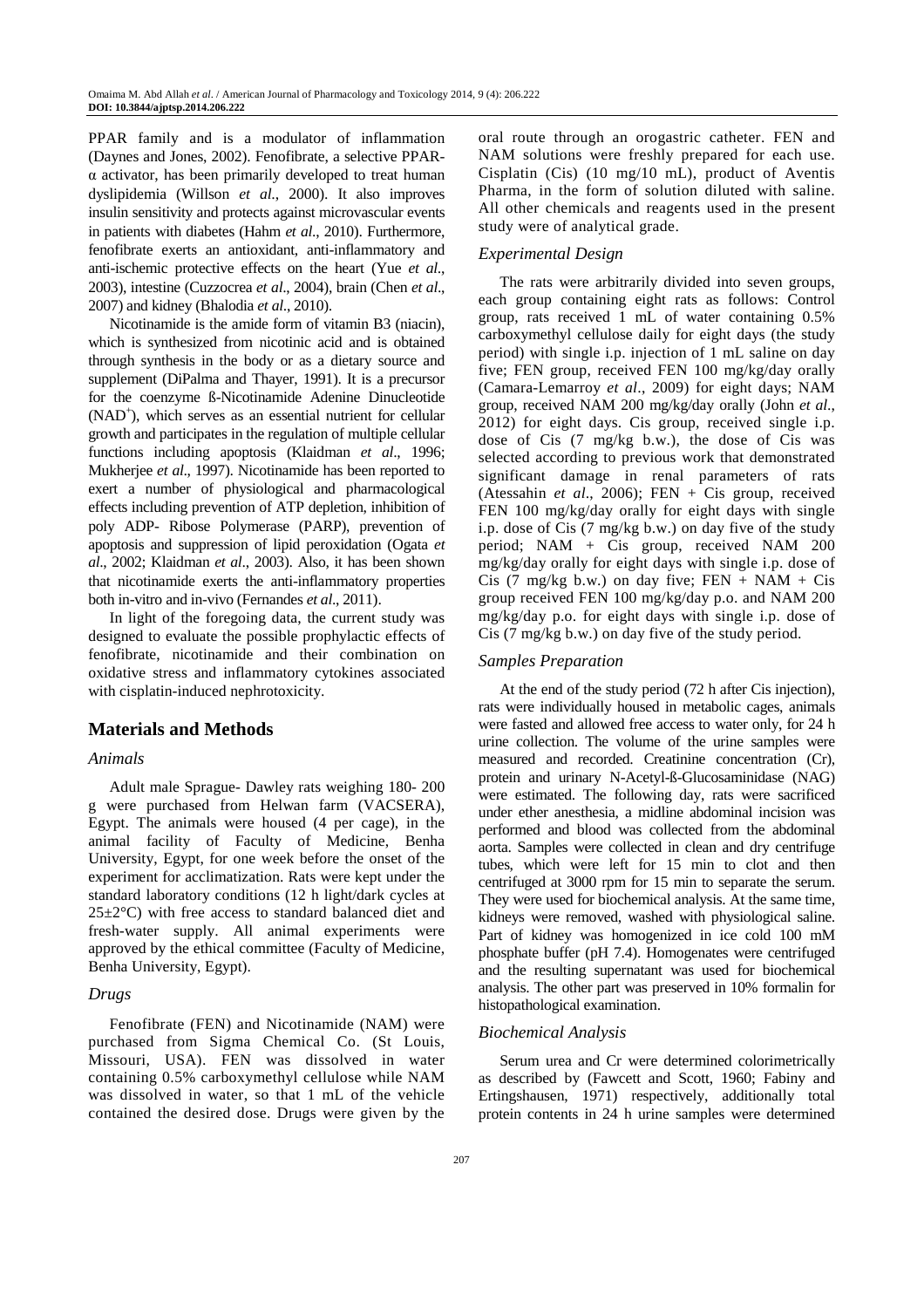PPAR family and is a modulator of inflammation (Daynes and Jones, 2002). Fenofibrate, a selective PPAR-α activator, has been primarily developed to treat human dyslipidemia (Willson *et al.*, 2000). It also improves insulin sensitivity and protects against microvascular events in patients with diabetes (Hahm *et al.*, 2010). Furthermore, fenofibrate exerts an antioxidant, anti-inflammatory and anti-ischemic protective effects on the heart (Yue *et al.*, 2003), intestine (Cuzzocrea *et al.*, 2004), brain (Chen *et al.*, 2007) and kidney (Bhalodia *et al.*, 2010).

Nicotinamide is the amide form of vitamin B3 (niacin), which is synthesized from nicotinic acid and is obtained through synthesis in the body or as a dietary source and supplement (DiPalma and Thayer, 1991). It is a precursor for the coenzyme ß-Nicotinamide Adenine Dinucleotide ($NAD^+$), which serves as an essential nutrient for cellular growth and participates in the regulation of multiple cellular functions including apoptosis (Klaidman *et al*., 1996; Mukherjee *et al*., 1997). Nicotinamide has been reported to exert a number of physiological and pharmacological effects including prevention of ATP depletion, inhibition of poly ADP- Ribose Polymerase (PARP), prevention of apoptosis and suppression of lipid peroxidation (Ogata *et al*., 2002; Klaidman *et al*., 2003). Also, it has been shown that nicotinamide exerts the anti-inflammatory properties both in-vitro and in-vivo (Fernandes *et al*., 2011).

In light of the foregoing data, the current study was designed to evaluate the possible prophylactic effects of fenofibrate, nicotinamide and their combination on oxidative stress and inflammatory cytokines associated with cisplatin-induced nephrotoxicity.

## Materials and Methods

### *Animals*

Adult male Sprague- Dawley rats weighing 180- 200 g were purchased from Helwan farm (VACSERA), Egypt. The animals were housed (4 per cage), in the animal facility of Faculty of Medicine, Benha University, Egypt, for one week before the onset of the experiment for acclimatization. Rats were kept under the standard laboratory conditions (12 h light/dark cycles at 25±2°C) with free access to standard balanced diet and fresh-water supply. All animal experiments were approved by the ethical committee (Faculty of Medicine, Benha University, Egypt).

### *Drugs*

Fenofibrate (FEN) and Nicotinamide (NAM) were purchased from Sigma Chemical Co. (St Louis, Missouri, USA). FEN was dissolved in water containing 0.5% carboxymethyl cellulose while NAM was dissolved in water, so that 1 mL of the vehicle contained the desired dose. Drugs were given by the oral route through an orogastric catheter. FEN and NAM solutions were freshly prepared for each use. Cisplatin (Cis) (10 mg/10 mL), product of Aventis Pharma, in the form of solution diluted with saline. All other chemicals and reagents used in the present study were of analytical grade.

### *Experimental Design*

The rats were arbitrarily divided into seven groups, each group containing eight rats as follows: Control group, rats received 1 mL of water containing 0.5% carboxymethyl cellulose daily for eight days (the study period) with single i.p. injection of 1 mL saline on day five; FEN group, received FEN 100 mg/kg/day orally (Camara-Lemarroy *et al*., 2009) for eight days; NAM group, received NAM 200 mg/kg/day orally (John *et al*., 2012) for eight days. Cis group, received single i.p. dose of Cis (7 mg/kg b.w.), the dose of Cis was selected according to previous work that demonstrated significant damage in renal parameters of rats (Atessahin *et al*., 2006); FEN + Cis group, received FEN 100 mg/kg/day orally for eight days with single i.p. dose of Cis (7 mg/kg b.w.) on day five of the study period; NAM + Cis group, received NAM 200 mg/kg/day orally for eight days with single i.p. dose of Cis (7 mg/kg b.w.) on day five; FEN + NAM + Cis group received FEN 100 mg/kg/day p.o. and NAM 200 mg/kg/day p.o. for eight days with single i.p. dose of Cis (7 mg/kg b.w.) on day five of the study period.

### *Samples Preparation*

At the end of the study period (72 h after Cis injection), rats were individually housed in metabolic cages, animals were fasted and allowed free access to water only, for 24 h urine collection. The volume of the urine samples were measured and recorded. Creatinine concentration (Cr), protein and urinary N-Acetyl-ß-Glucosaminidase (NAG) were estimated. The following day, rats were sacrificed under ether anesthesia, a midline abdominal incision was performed and blood was collected from the abdominal aorta. Samples were collected in clean and dry centrifuge tubes, which were left for 15 min to clot and then centrifuged at 3000 rpm for 15 min to separate the serum. They were used for biochemical analysis. At the same time, kidneys were removed, washed with physiological saline. Part of kidney was homogenized in ice cold 100 mM phosphate buffer (pH 7.4). Homogenates were centrifuged and the resulting supernatant was used for biochemical analysis. The other part was preserved in 10% formalin for histopathological examination.

### *Biochemical Analysis*

Serum urea and Cr were determined colorimetrically as described by (Fawcett and Scott, 1960; Fabiny and Ertingshausen, 1971) respectively, additionally total protein contents in 24 h urine samples were determined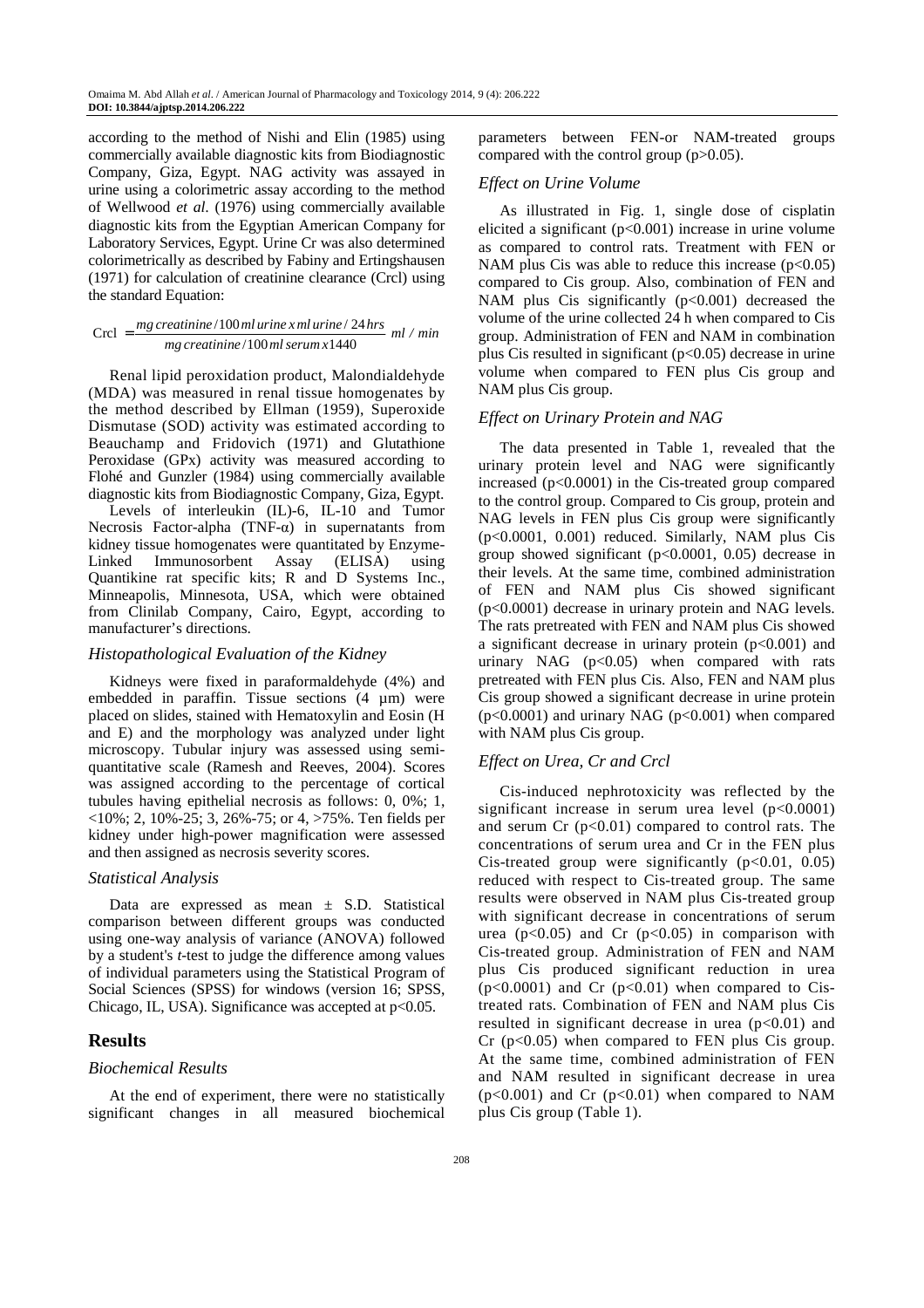according to the method of Nishi and Elin (1985) using commercially available diagnostic kits from Biodiagnostic Company, Giza, Egypt. NAG activity was assayed in urine using a colorimetric assay according to the method of Wellwood *et al*. (1976) using commercially available diagnostic kits from the Egyptian American Company for Laboratory Services, Egypt. Urine Cr was also determined colorimetrically as described by Fabiny and Ertingshausen (1971) for calculation of creatinine clearance (Crcl) using the standard Equation:

$$\text{Crcl} = \frac{mg\,creatinine/100\,ml\,urine\,x\,ml\,urine/24\,hrs}{mg\,creatinine/100\,ml\,serum\,x1440}\ ml/min$$

Renal lipid peroxidation product, Malondialdehyde (MDA) was measured in renal tissue homogenates by the method described by Ellman (1959), Superoxide Dismutase (SOD) activity was estimated according to Beauchamp and Fridovich (1971) and Glutathione Peroxidase (GPx) activity was measured according to Flohé and Gunzler (1984) using commercially available diagnostic kits from Biodiagnostic Company, Giza, Egypt.

Levels of interleukin (IL)-6, IL-10 and Tumor Necrosis Factor-alpha (TNF-α) in supernatants from kidney tissue homogenates were quantitated by Enzyme-Linked Immunosorbent Assay (ELISA) using Quantikine rat specific kits; R and D Systems Inc., Minneapolis, Minnesota, USA, which were obtained from Clinilab Company, Cairo, Egypt, according to manufacturer's directions.

### *Histopathological Evaluation of the Kidney*

Kidneys were fixed in paraformaldehyde (4%) and embedded in paraffin. Tissue sections (4 µm) were placed on slides, stained with Hematoxylin and Eosin (H and E) and the morphology was analyzed under light microscopy. Tubular injury was assessed using semi-quantitative scale (Ramesh and Reeves, 2004). Scores was assigned according to the percentage of cortical tubules having epithelial necrosis as follows: 0, 0%; 1, <10%; 2, 10%-25; 3, 26%-75; or 4, >75%. Ten fields per kidney under high-power magnification were assessed and then assigned as necrosis severity scores.

### *Statistical Analysis*

Data are expressed as mean ± S.D. Statistical comparison between different groups was conducted using one-way analysis of variance (ANOVA) followed by a student's *t*-test to judge the difference among values of individual parameters using the Statistical Program of Social Sciences (SPSS) for windows (version 16; SPSS, Chicago, IL, USA). Significance was accepted at $p<0.05$.

## Results

### *Biochemical Results*

At the end of experiment, there were no statistically significant changes in all measured biochemical parameters between FEN-or NAM-treated groups compared with the control group ($p>0.05$).

### *Effect on Urine Volume*

As illustrated in Fig. 1, single dose of cisplatin elicited a significant ($p<0.001$) increase in urine volume as compared to control rats. Treatment with FEN or NAM plus Cis was able to reduce this increase ($p<0.05$) compared to Cis group. Also, combination of FEN and NAM plus Cis significantly ($p<0.001$) decreased the volume of the urine collected 24 h when compared to Cis group. Administration of FEN and NAM in combination plus Cis resulted in significant ($p<0.05$) decrease in urine volume when compared to FEN plus Cis group and NAM plus Cis group.

### *Effect on Urinary Protein and NAG*

The data presented in Table 1, revealed that the urinary protein level and NAG were significantly increased ($p<0.0001$) in the Cis-treated group compared to the control group. Compared to Cis group, protein and NAG levels in FEN plus Cis group were significantly ($p<0.0001$, 0.001) reduced. Similarly, NAM plus Cis group showed significant ($p<0.0001$, 0.05) decrease in their levels. At the same time, combined administration of FEN and NAM plus Cis showed significant ($p<0.0001$) decrease in urinary protein and NAG levels. The rats pretreated with FEN and NAM plus Cis showed a significant decrease in urinary protein ($p<0.001$) and urinary NAG ($p<0.05$) when compared with rats pretreated with FEN plus Cis. Also, FEN and NAM plus Cis group showed a significant decrease in urine protein ($p<0.0001$) and urinary NAG ($p<0.001$) when compared with NAM plus Cis group.

### *Effect on Urea, Cr and Crcl*

Cis-induced nephrotoxicity was reflected by the significant increase in serum urea level ($p<0.0001$) and serum Cr ($p<0.01$) compared to control rats. The concentrations of serum urea and Cr in the FEN plus Cis-treated group were significantly ($p<0.01$, 0.05) reduced with respect to Cis-treated group. The same results were observed in NAM plus Cis-treated group with significant decrease in concentrations of serum urea ($p<0.05$) and Cr ($p<0.05$) in comparison with Cis-treated group. Administration of FEN and NAM plus Cis produced significant reduction in urea ($p<0.0001$) and Cr ($p<0.01$) when compared to Cis-treated rats. Combination of FEN and NAM plus Cis resulted in significant decrease in urea ($p<0.01$) and Cr ($p<0.05$) when compared to FEN plus Cis group. At the same time, combined administration of FEN and NAM resulted in significant decrease in urea ($p<0.001$) and Cr ($p<0.01$) when compared to NAM plus Cis group (Table 1).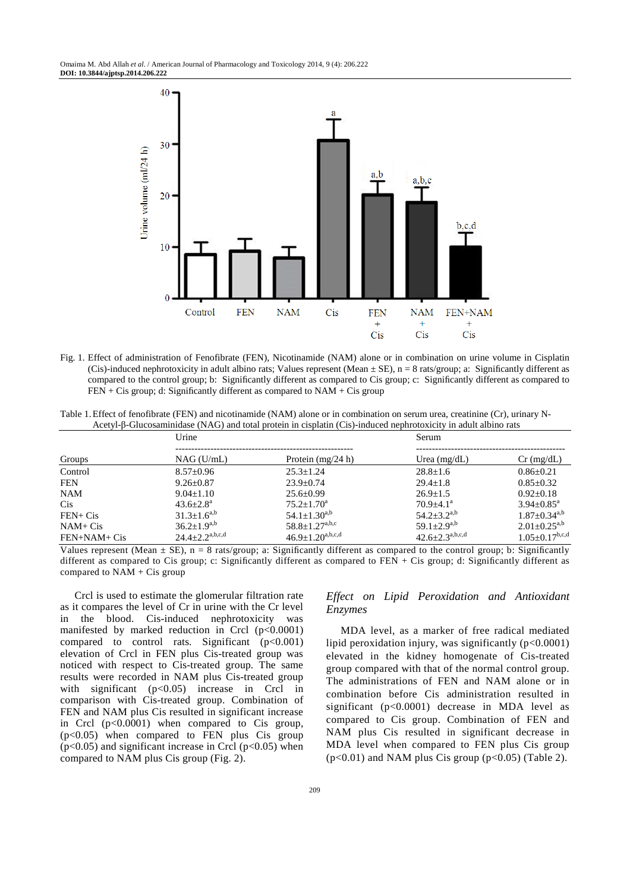Fig. 1. Effect of administration of Fenofibrate (FEN), Nicotinamide (NAM) alone or in combination on urine volume in Cisplatin (Cis)-induced nephrotoxicity in adult albino rats; Values represent (Mean ± SE), n = 8 rats/group; a: Significantly different as compared to the control group; b: Significantly different as compared to Cis group; c: Significantly different as compared to FEN + Cis group; d: Significantly different as compared to NAM + Cis group

Table 1. Effect of fenofibrate (FEN) and nicotinamide (NAM) alone or in combination on serum urea, creatinine (Cr), urinary N-Acetyl-β-Glucosaminidase (NAG) and total protein in cisplatin (Cis)-induced nephrotoxicity in adult albino rats

| | Urine | | Serum | |
|---|---|---|---|---|
| Groups | NAG (U/mL) | Protein (mg/24 h) | Urea (mg/dL) | Cr (mg/dL) |
| Control | 8.57±0.96 | 25.3±1.24 | 28.8±1.6 | 0.86±0.21 |
| FEN | 9.26±0.87 | 23.9±0.74 | 29.4±1.8 | 0.85±0.32 |
| NAM | 9.04±1.10 | 25.6±0.99 | 26.9±1.5 | 0.92±0.18 |
| Cis | 43.6±2.8[a] | 75.2±1.70[a] | 70.9±4.1[a] | 3.94±0.85[a] |
| FEN+ Cis | 31.3±1.6[a,b] | 54.1±1.30[a,b] | 54.2±3.2[a,b] | 1.87±0.34[a,b] |
| NAM+ Cis | 36.2±1.9[a,b] | 58.8±1.27[a,b,c] | 59.1±2.9[a,b] | 2.01±0.25[a,b] |
| FEN+NAM+ Cis | 24.4±2.2[a,b,c,d] | 46.9±1.20[a,b,c,d] | 42.6±2.3[a,b,c,d] | 1.05±0.17[b,c,d] |

Values represent (Mean ± SE), n = 8 rats/group; a: Significantly different as compared to the control group; b: Significantly different as compared to Cis group; c: Significantly different as compared to FEN + Cis group; d: Significantly different as compared to NAM + Cis group

Crcl is used to estimate the glomerular filtration rate as it compares the level of Cr in urine with the Cr level in the blood. Cis-induced nephrotoxicity was manifested by marked reduction in Crcl ($p<0.0001$) compared to control rats. Significant ($p<0.001$) elevation of Crcl in FEN plus Cis-treated group was noticed with respect to Cis-treated group. The same results were recorded in NAM plus Cis-treated group with significant ($p<0.05$) increase in Crcl in comparison with Cis-treated group. Combination of FEN and NAM plus Cis resulted in significant increase in Crcl ($p<0.0001$) when compared to Cis group, ($p<0.05$) when compared to FEN plus Cis group ($p<0.05$) and significant increase in Crcl ($p<0.05$) when compared to NAM plus Cis group (Fig. 2).

### *Effect on Lipid Peroxidation and Antioxidant Enzymes*

MDA level, as a marker of free radical mediated lipid peroxidation injury, was significantly ($p<0.0001$) elevated in the kidney homogenate of Cis-treated group compared with that of the normal control group. The administrations of FEN and NAM alone or in combination before Cis administration resulted in significant ($p<0.0001$) decrease in MDA level as compared to Cis group. Combination of FEN and NAM plus Cis resulted in significant decrease in MDA level when compared to FEN plus Cis group ($p<0.01$) and NAM plus Cis group ($p<0.05$) (Table 2).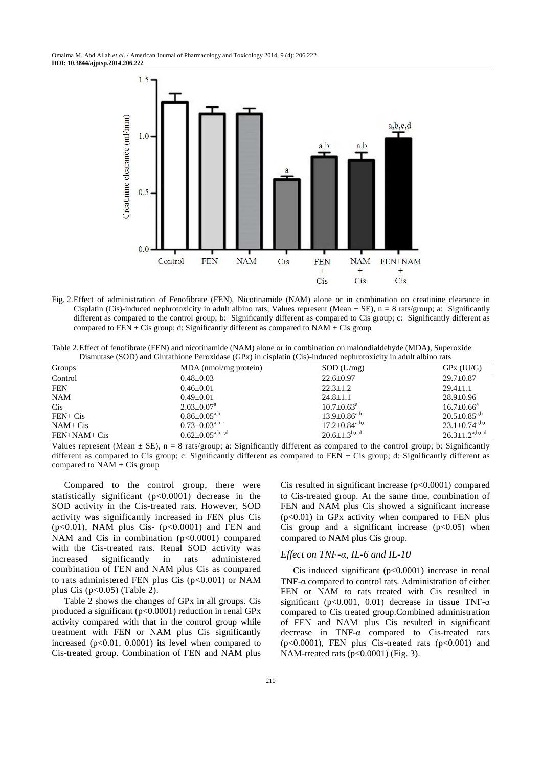Fig. 2. Effect of administration of Fenofibrate (FEN), Nicotinamide (NAM) alone or in combination on creatinine clearance in Cisplatin (Cis)-induced nephrotoxicity in adult albino rats; Values represent (Mean ± SE), n = 8 rats/group; a: Significantly different as compared to the control group; b: Significantly different as compared to Cis group; c: Significantly different as compared to FEN + Cis group; d: Significantly different as compared to NAM + Cis group

Table 2. Effect of fenofibrate (FEN) and nicotinamide (NAM) alone or in combination on malondialdehyde (MDA), Superoxide Dismutase (SOD) and Glutathione Peroxidase (GPx) in cisplatin (Cis)-induced nephrotoxicity in adult albino rats

| Groups | MDA (nmol/mg protein) | SOD (U/mg) | GPx (IU/G) |
|---|---|---|---|
| Control | 0.48±0.03 | 22.6±0.97 | 29.7±0.87 |
| FEN | 0.46±0.01 | 22.3±1.2 | 29.4±1.1 |
| NAM | 0.49±0.01 | 24.8±1.1 | 28.9±0.96 |
| Cis | 2.03±0.07[a] | 10.7±0.63[a] | 16.7±0.66[a] |
| FEN+ Cis | 0.86±0.05[a,b] | 13.9±0.86[a,b] | 20.5±0.85[a,b] |
| NAM+ Cis | 0.73±0.03[a,b,c] | 17.2±0.84[a,b,c] | 23.1±0.74[a,b,c] |
| FEN+NAM+ Cis | 0.62±0.05[a,b,c,d] | 20.6±1.3[b,c,d] | 26.3±1.2[a,b,c,d] |

Values represent (Mean ± SE), n = 8 rats/group; a: Significantly different as compared to the control group; b: Significantly different as compared to Cis group; c: Significantly different as compared to FEN + Cis group; d: Significantly different as compared to NAM + Cis group

Compared to the control group, there were statistically significant ($p<0.0001$) decrease in the SOD activity in the Cis-treated rats. However, SOD activity was significantly increased in FEN plus Cis ($p<0.01$), NAM plus Cis- ($p<0.0001$) and FEN and NAM and Cis in combination ($p<0.0001$) compared with the Cis-treated rats. Renal SOD activity was increased significantly in rats administered combination of FEN and NAM plus Cis as compared to rats administered FEN plus Cis ($p<0.001$) or NAM plus Cis ($p<0.05$) (Table 2).

Table 2 shows the changes of GPx in all groups. Cis produced a significant ($p<0.0001$) reduction in renal GPx activity compared with that in the control group while treatment with FEN or NAM plus Cis significantly increased ($p<0.01$, 0.0001) its level when compared to Cis-treated group. Combination of FEN and NAM plus Cis resulted in significant increase ($p<0.0001$) compared to Cis-treated group. At the same time, combination of FEN and NAM plus Cis showed a significant increase ($p<0.01$) in GPx activity when compared to FEN plus Cis group and a significant increase ($p<0.05$) when compared to NAM plus Cis group.

### *Effect on TNF-α, IL-6 and IL-10*

Cis induced significant ($p<0.0001$) increase in renal TNF-α compared to control rats. Administration of either FEN or NAM to rats treated with Cis resulted in significant ($p<0.001$, 0.01) decrease in tissue TNF-α compared to Cis treated group.Combined administration of FEN and NAM plus Cis resulted in significant decrease in TNF-α compared to Cis-treated rats ($p<0.0001$), FEN plus Cis-treated rats ($p<0.001$) and NAM-treated rats ($p<0.0001$) (Fig. 3).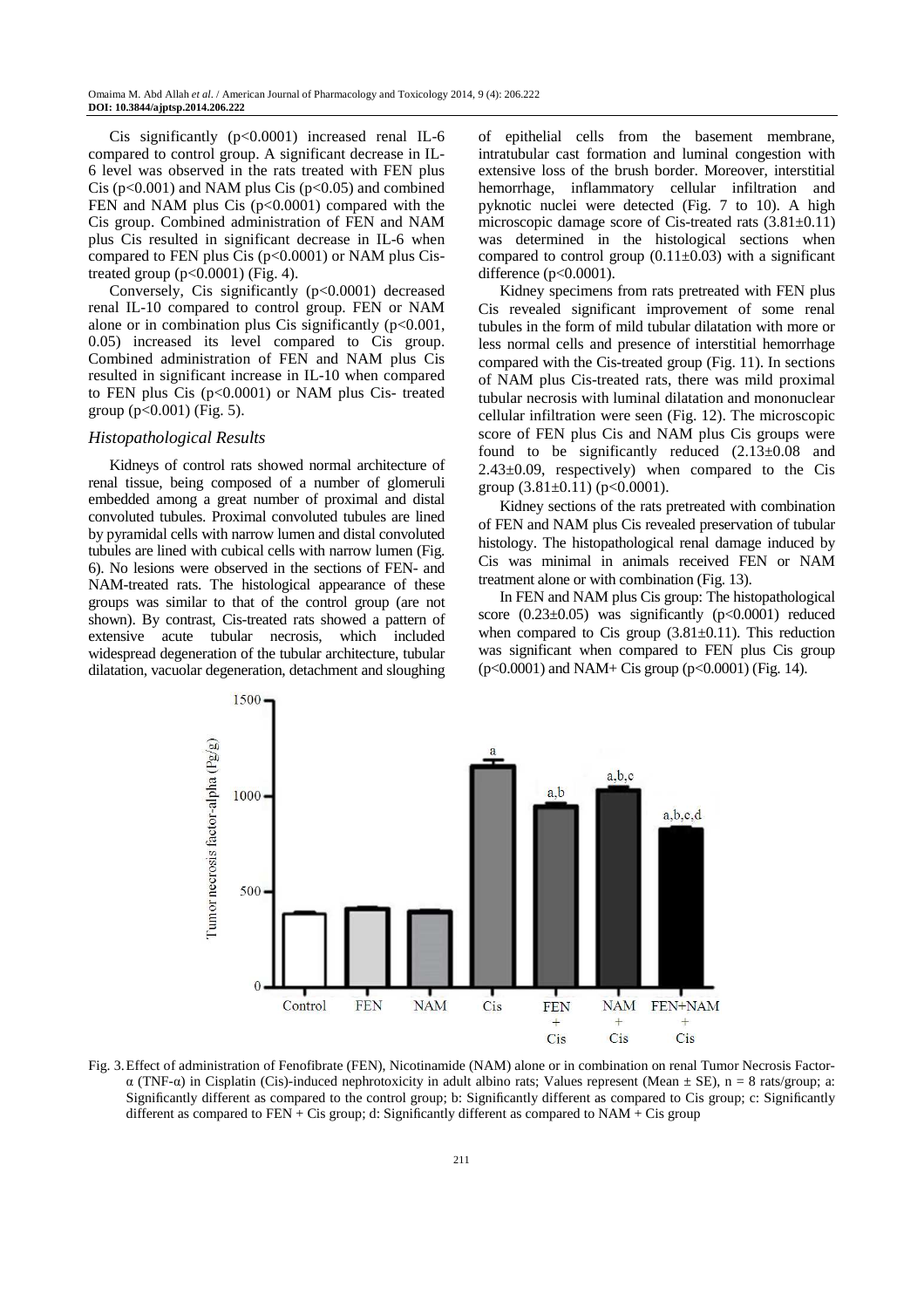Cis significantly ($p<0.0001$) increased renal IL-6 compared to control group. A significant decrease in IL-6 level was observed in the rats treated with FEN plus Cis ($p<0.001$) and NAM plus Cis ($p<0.05$) and combined FEN and NAM plus Cis ($p<0.0001$) compared with the Cis group. Combined administration of FEN and NAM plus Cis resulted in significant decrease in IL-6 when compared to FEN plus Cis ($p<0.0001$) or NAM plus Cis-treated group ($p<0.0001$) (Fig. 4).

Conversely, Cis significantly ($p<0.0001$) decreased renal IL-10 compared to control group. FEN or NAM alone or in combination plus Cis significantly ($p<0.001$, 0.05) increased its level compared to Cis group. Combined administration of FEN and NAM plus Cis resulted in significant increase in IL-10 when compared to FEN plus Cis ($p<0.0001$) or NAM plus Cis- treated group ($p<0.001$) (Fig. 5).

### *Histopathological Results*

Kidneys of control rats showed normal architecture of renal tissue, being composed of a number of glomeruli embedded among a great number of proximal and distal convoluted tubules. Proximal convoluted tubules are lined by pyramidal cells with narrow lumen and distal convoluted tubules are lined with cubical cells with narrow lumen (Fig. 6). No lesions were observed in the sections of FEN- and NAM-treated rats. The histological appearance of these groups was similar to that of the control group (are not shown). By contrast, Cis-treated rats showed a pattern of extensive acute tubular necrosis, which included widespread degeneration of the tubular architecture, tubular dilatation, vacuolar degeneration, detachment and sloughing of epithelial cells from the basement membrane, intratubular cast formation and luminal congestion with extensive loss of the brush border. Moreover, interstitial hemorrhage, inflammatory cellular infiltration and pyknotic nuclei were detected (Fig. 7 to 10). A high microscopic damage score of Cis-treated rats (3.81±0.11) was determined in the histological sections when compared to control group (0.11±0.03) with a significant difference ($p<0.0001$).

Kidney specimens from rats pretreated with FEN plus Cis revealed significant improvement of some renal tubules in the form of mild tubular dilatation with more or less normal cells and presence of interstitial hemorrhage compared with the Cis-treated group (Fig. 11). In sections of NAM plus Cis-treated rats, there was mild proximal tubular necrosis with luminal dilatation and mononuclear cellular infiltration were seen (Fig. 12). The microscopic score of FEN plus Cis and NAM plus Cis groups were found to be significantly reduced (2.13±0.08 and 2.43±0.09, respectively) when compared to the Cis group (3.81±0.11) ($p<0.0001$).

Kidney sections of the rats pretreated with combination of FEN and NAM plus Cis revealed preservation of tubular histology. The histopathological renal damage induced by Cis was minimal in animals received FEN or NAM treatment alone or with combination (Fig. 13).

In FEN and NAM plus Cis group: The histopathological score (0.23±0.05) was significantly ($p<0.0001$) reduced when compared to Cis group (3.81±0.11). This reduction was significant when compared to FEN plus Cis group ($p<0.0001$) and NAM+ Cis group ($p<0.0001$) (Fig. 14).

Fig. 3. Effect of administration of Fenofibrate (FEN), Nicotinamide (NAM) alone or in combination on renal Tumor Necrosis Factor-α (TNF-α) in Cisplatin (Cis)-induced nephrotoxicity in adult albino rats; Values represent (Mean ± SE), n = 8 rats/group; a: Significantly different as compared to the control group; b: Significantly different as compared to Cis group; c: Significantly different as compared to FEN + Cis group; d: Significantly different as compared to NAM + Cis group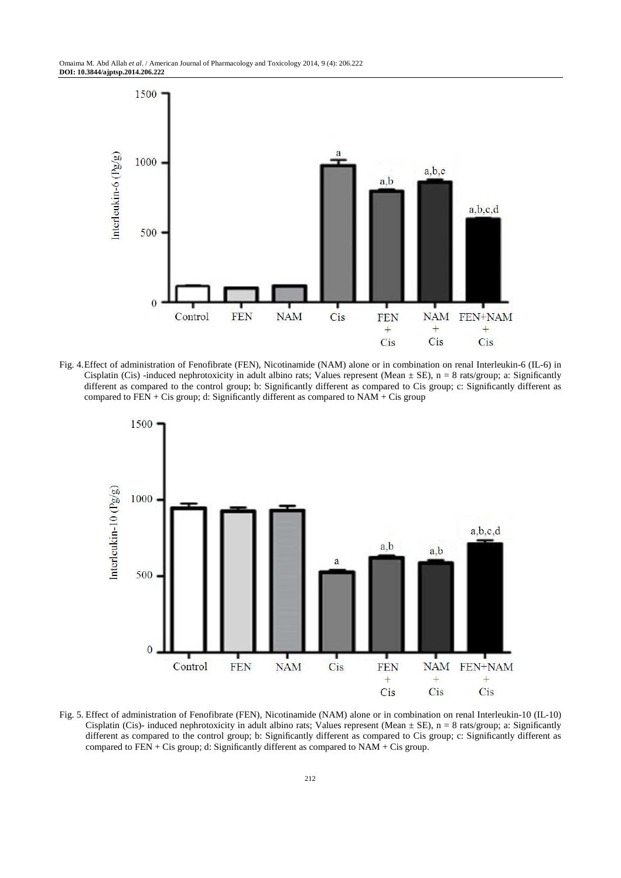Fig. 4. Effect of administration of Fenofibrate (FEN), Nicotinamide (NAM) alone or in combination on renal Interleukin-6 (IL-6) in Cisplatin (Cis) -induced nephrotoxicity in adult albino rats; Values represent (Mean ± SE), n = 8 rats/group; a: Significantly different as compared to the control group; b: Significantly different as compared to Cis group; c: Significantly different as compared to FEN + Cis group; d: Significantly different as compared to NAM + Cis group

Fig. 5. Effect of administration of Fenofibrate (FEN), Nicotinamide (NAM) alone or in combination on renal Interleukin-10 (IL-10) Cisplatin (Cis)- induced nephrotoxicity in adult albino rats; Values represent (Mean ± SE), n = 8 rats/group; a: Significantly different as compared to the control group; b: Significantly different as compared to Cis group; c: Significantly different as compared to FEN + Cis group; d: Significantly different as compared to NAM + Cis group.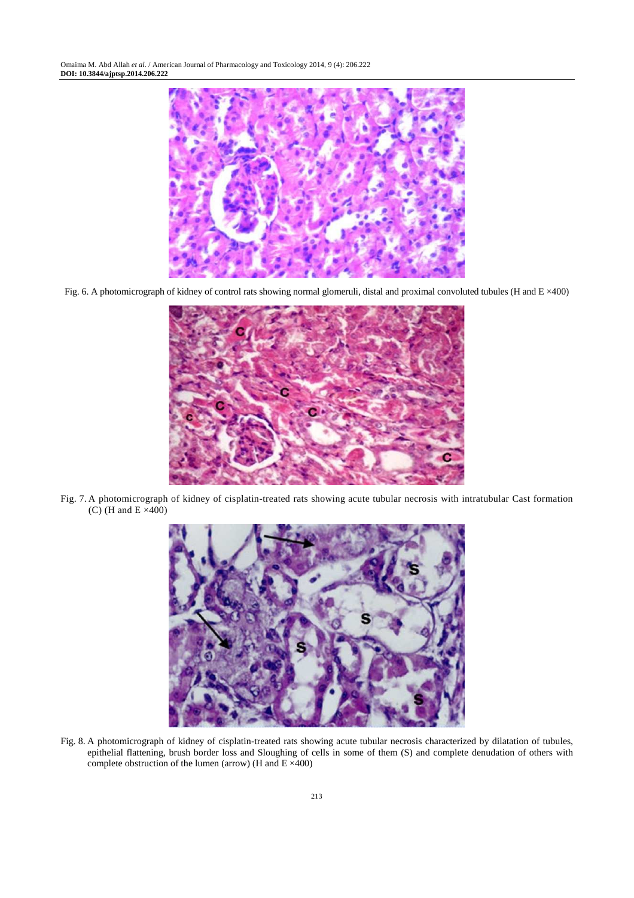Fig. 6. A photomicrograph of kidney of control rats showing normal glomeruli, distal and proximal convoluted tubules (H and E ×400)

Fig. 7. A photomicrograph of kidney of cisplatin-treated rats showing acute tubular necrosis with intratubular Cast formation (C) (H and E ×400)

Fig. 8. A photomicrograph of kidney of cisplatin-treated rats showing acute tubular necrosis characterized by dilatation of tubules, epithelial flattening, brush border loss and Sloughing of cells in some of them (S) and complete denudation of others with complete obstruction of the lumen (arrow) (H and E ×400)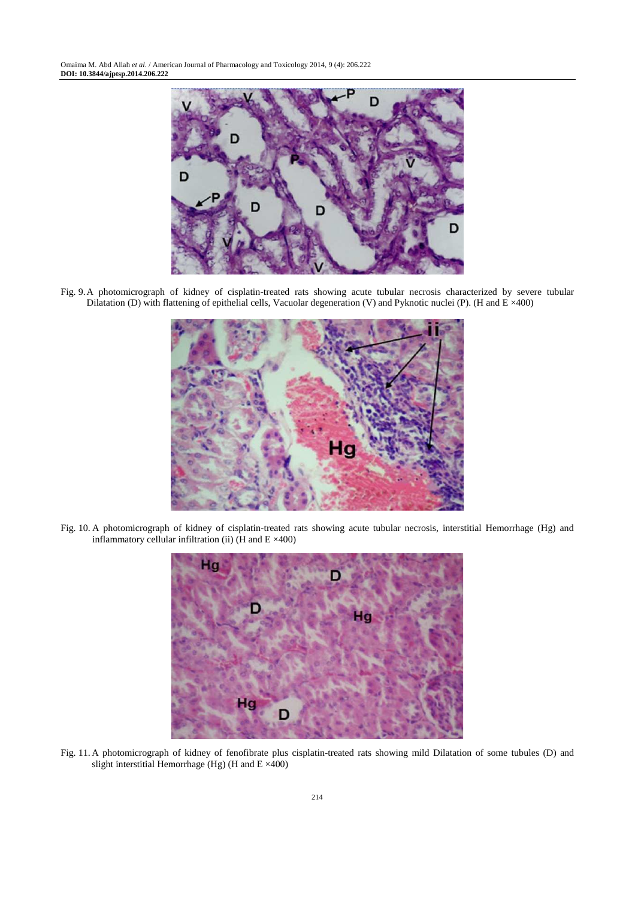Fig. 9. A photomicrograph of kidney of cisplatin-treated rats showing acute tubular necrosis characterized by severe tubular Dilatation (D) with flattening of epithelial cells, Vacuolar degeneration (V) and Pyknotic nuclei (P). (H and E ×400)

Fig. 10. A photomicrograph of kidney of cisplatin-treated rats showing acute tubular necrosis, interstitial Hemorrhage (Hg) and inflammatory cellular infiltration (ii) (H and E ×400)

Fig. 11. A photomicrograph of kidney of fenofibrate plus cisplatin-treated rats showing mild Dilatation of some tubules (D) and slight interstitial Hemorrhage (Hg) (H and E ×400)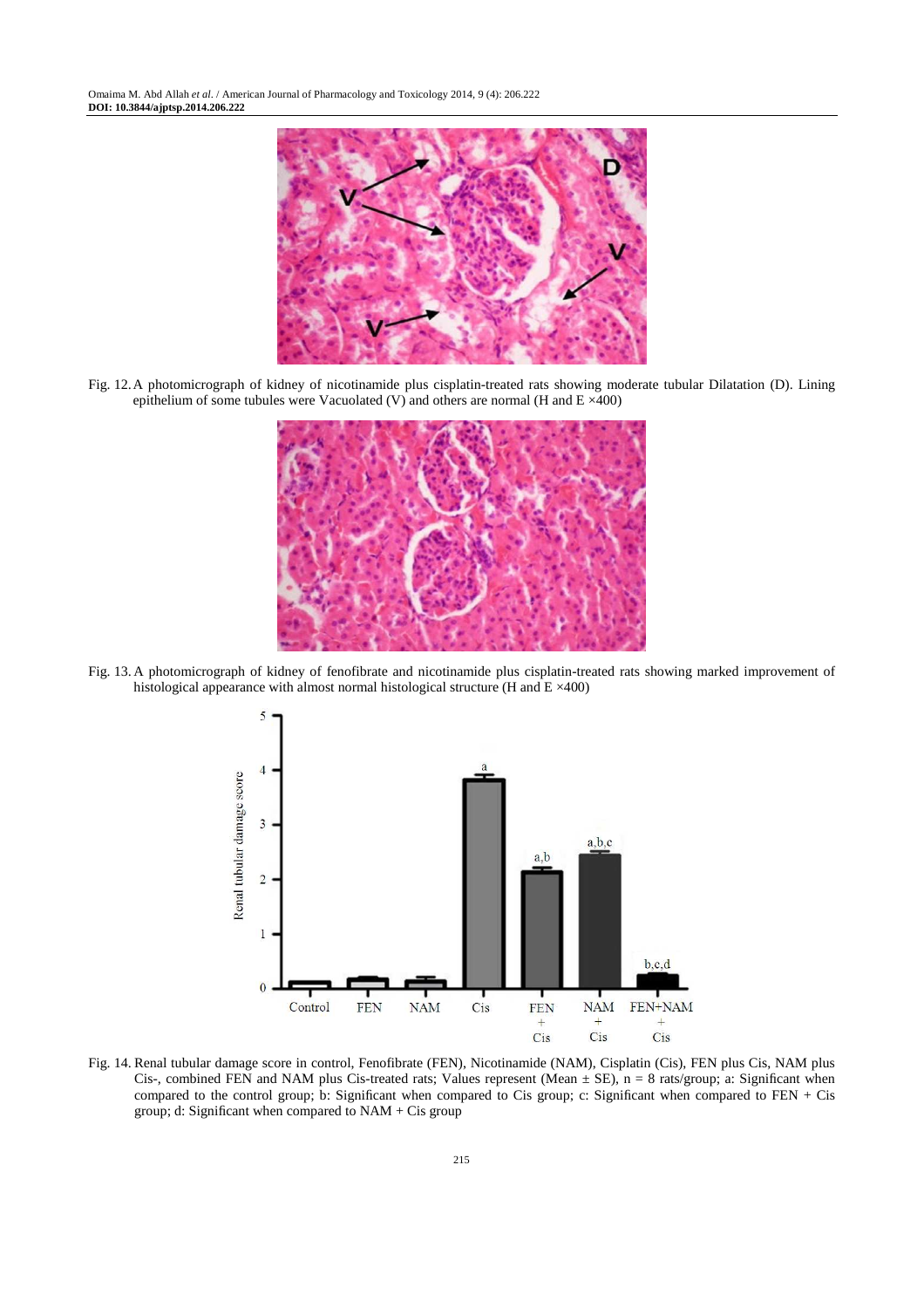Fig. 12. A photomicrograph of kidney of nicotinamide plus cisplatin-treated rats showing moderate tubular Dilatation (D). Lining epithelium of some tubules were Vacuolated (V) and others are normal (H and E ×400)

Fig. 13. A photomicrograph of kidney of fenofibrate and nicotinamide plus cisplatin-treated rats showing marked improvement of histological appearance with almost normal histological structure (H and E ×400)

Fig. 14. Renal tubular damage score in control, Fenofibrate (FEN), Nicotinamide (NAM), Cisplatin (Cis), FEN plus Cis, NAM plus Cis-, combined FEN and NAM plus Cis-treated rats; Values represent (Mean ± SE), n = 8 rats/group; a: Significant when compared to the control group; b: Significant when compared to Cis group; c: Significant when compared to FEN + Cis group; d: Significant when compared to NAM + Cis group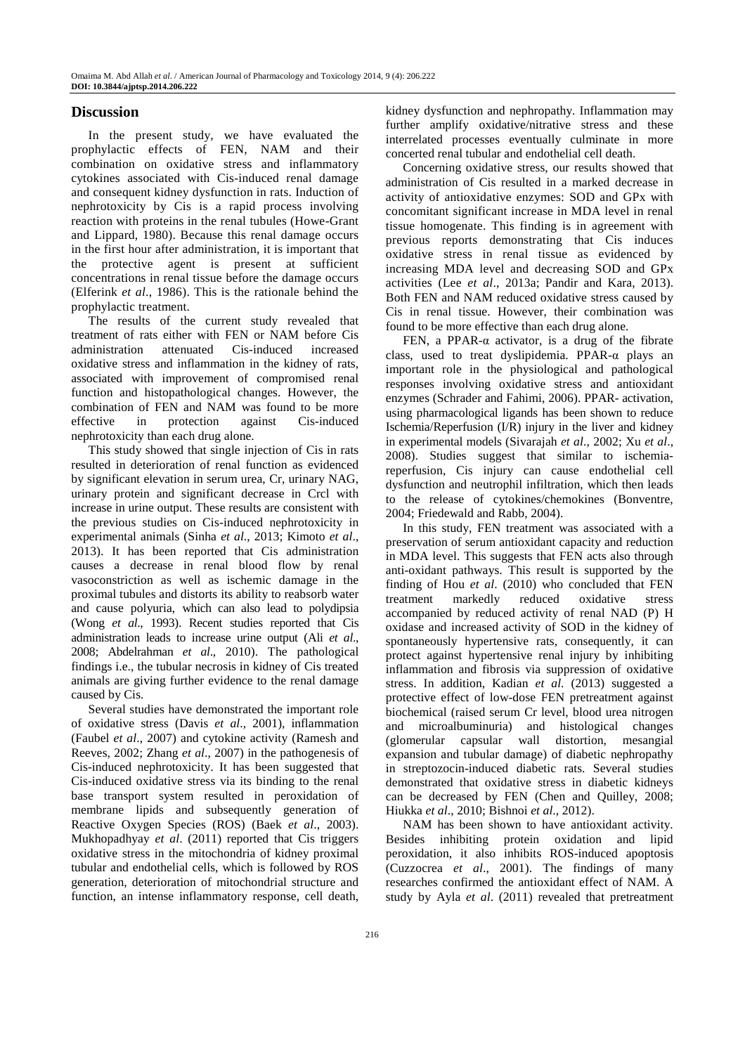## Discussion

In the present study, we have evaluated the prophylactic effects of FEN, NAM and their combination on oxidative stress and inflammatory cytokines associated with Cis-induced renal damage and consequent kidney dysfunction in rats. Induction of nephrotoxicity by Cis is a rapid process involving reaction with proteins in the renal tubules (Howe-Grant and Lippard, 1980). Because this renal damage occurs in the first hour after administration, it is important that the protective agent is present at sufficient concentrations in renal tissue before the damage occurs (Elferink *et al*., 1986). This is the rationale behind the prophylactic treatment.

The results of the current study revealed that treatment of rats either with FEN or NAM before Cis administration attenuated Cis-induced increased oxidative stress and inflammation in the kidney of rats, associated with improvement of compromised renal function and histopathological changes. However, the combination of FEN and NAM was found to be more effective in protection against Cis-induced nephrotoxicity than each drug alone.

This study showed that single injection of Cis in rats resulted in deterioration of renal function as evidenced by significant elevation in serum urea, Cr, urinary NAG, urinary protein and significant decrease in Crcl with increase in urine output. These results are consistent with the previous studies on Cis-induced nephrotoxicity in experimental animals (Sinha *et al*., 2013; Kimoto *et al*., 2013). It has been reported that Cis administration causes a decrease in renal blood flow by renal vasoconstriction as well as ischemic damage in the proximal tubules and distorts its ability to reabsorb water and cause polyuria, which can also lead to polydipsia (Wong *et al*., 1993). Recent studies reported that Cis administration leads to increase urine output (Ali *et al*., 2008; Abdelrahman *et al*., 2010). The pathological findings i.e., the tubular necrosis in kidney of Cis treated animals are giving further evidence to the renal damage caused by Cis.

Several studies have demonstrated the important role of oxidative stress (Davis *et al*., 2001), inflammation (Faubel *et al*., 2007) and cytokine activity (Ramesh and Reeves, 2002; Zhang *et al*., 2007) in the pathogenesis of Cis-induced nephrotoxicity. It has been suggested that Cis-induced oxidative stress via its binding to the renal base transport system resulted in peroxidation of membrane lipids and subsequently generation of Reactive Oxygen Species (ROS) (Baek *et al*., 2003). Mukhopadhyay *et al*. (2011) reported that Cis triggers oxidative stress in the mitochondria of kidney proximal tubular and endothelial cells, which is followed by ROS generation, deterioration of mitochondrial structure and function, an intense inflammatory response, cell death, kidney dysfunction and nephropathy. Inflammation may further amplify oxidative/nitrative stress and these interrelated processes eventually culminate in more concerted renal tubular and endothelial cell death.

Concerning oxidative stress, our results showed that administration of Cis resulted in a marked decrease in activity of antioxidative enzymes: SOD and GPx with concomitant significant increase in MDA level in renal tissue homogenate. This finding is in agreement with previous reports demonstrating that Cis induces oxidative stress in renal tissue as evidenced by increasing MDA level and decreasing SOD and GPx activities (Lee *et al*., 2013a; Pandir and Kara, 2013). Both FEN and NAM reduced oxidative stress caused by Cis in renal tissue. However, their combination was found to be more effective than each drug alone.

FEN, a PPAR-α activator, is a drug of the fibrate class, used to treat dyslipidemia. PPAR-α plays an important role in the physiological and pathological responses involving oxidative stress and antioxidant enzymes (Schrader and Fahimi, 2006). PPAR- activation, using pharmacological ligands has been shown to reduce Ischemia/Reperfusion (I/R) injury in the liver and kidney in experimental models (Sivarajah *et al*., 2002; Xu *et al*., 2008). Studies suggest that similar to ischemia-reperfusion, Cis injury can cause endothelial cell dysfunction and neutrophil infiltration, which then leads to the release of cytokines/chemokines (Bonventre, 2004; Friedewald and Rabb, 2004).

In this study, FEN treatment was associated with a preservation of serum antioxidant capacity and reduction in MDA level. This suggests that FEN acts also through anti-oxidant pathways. This result is supported by the finding of Hou *et al*. (2010) who concluded that FEN treatment markedly reduced oxidative stress accompanied by reduced activity of renal NAD (P) H oxidase and increased activity of SOD in the kidney of spontaneously hypertensive rats, consequently, it can protect against hypertensive renal injury by inhibiting inflammation and fibrosis via suppression of oxidative stress. In addition, Kadian *et al*. (2013) suggested a protective effect of low-dose FEN pretreatment against biochemical (raised serum Cr level, blood urea nitrogen and microalbuminuria) and histological changes (glomerular capsular wall distortion, mesangial expansion and tubular damage) of diabetic nephropathy in streptozocin-induced diabetic rats. Several studies demonstrated that oxidative stress in diabetic kidneys can be decreased by FEN (Chen and Quilley, 2008; Hiukka *et al*., 2010; Bishnoi *et al*., 2012).

NAM has been shown to have antioxidant activity. Besides inhibiting protein oxidation and lipid peroxidation, it also inhibits ROS-induced apoptosis (Cuzzocrea *et al*., 2001). The findings of many researches confirmed the antioxidant effect of NAM. A study by Ayla *et al*. (2011) revealed that pretreatment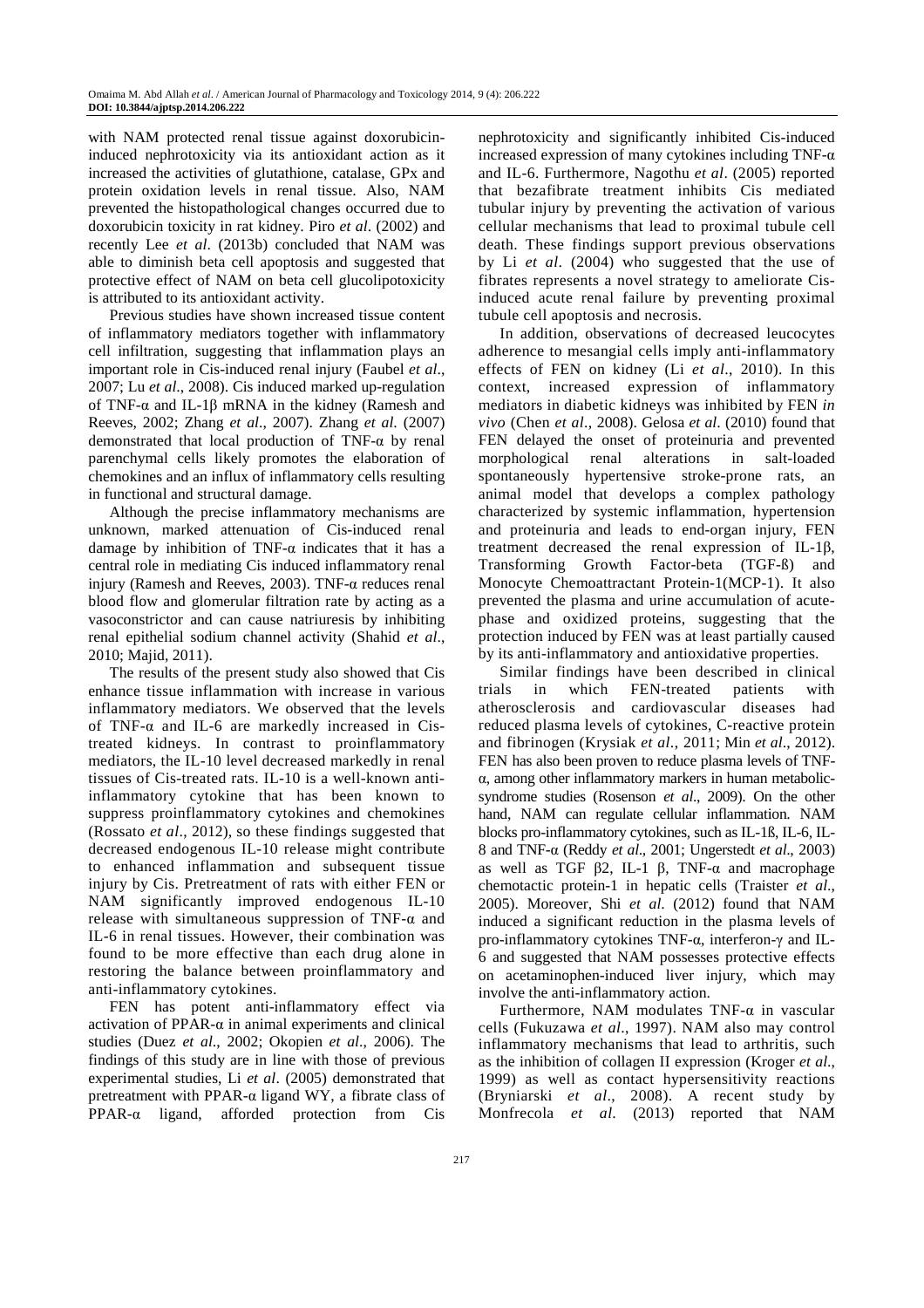with NAM protected renal tissue against doxorubicin-induced nephrotoxicity via its antioxidant action as it increased the activities of glutathione, catalase, GPx and protein oxidation levels in renal tissue. Also, NAM prevented the histopathological changes occurred due to doxorubicin toxicity in rat kidney. Piro *et al*. (2002) and recently Lee *et al*. (2013b) concluded that NAM was able to diminish beta cell apoptosis and suggested that protective effect of NAM on beta cell glucolipotoxicity is attributed to its antioxidant activity.

Previous studies have shown increased tissue content of inflammatory mediators together with inflammatory cell infiltration, suggesting that inflammation plays an important role in Cis-induced renal injury (Faubel *et al*., 2007; Lu *et al*., 2008). Cis induced marked up-regulation of TNF-α and IL-1β mRNA in the kidney (Ramesh and Reeves, 2002; Zhang *et al*., 2007). Zhang *et al.* (2007) demonstrated that local production of TNF-α by renal parenchymal cells likely promotes the elaboration of chemokines and an influx of inflammatory cells resulting in functional and structural damage.

Although the precise inflammatory mechanisms are unknown, marked attenuation of Cis-induced renal damage by inhibition of TNF-α indicates that it has a central role in mediating Cis induced inflammatory renal injury (Ramesh and Reeves, 2003). TNF-α reduces renal blood flow and glomerular filtration rate by acting as a vasoconstrictor and can cause natriuresis by inhibiting renal epithelial sodium channel activity (Shahid *et al*., 2010; Majid, 2011).

The results of the present study also showed that Cis enhance tissue inflammation with increase in various inflammatory mediators. We observed that the levels of TNF-α and IL-6 are markedly increased in Cis-treated kidneys. In contrast to proinflammatory mediators, the IL-10 level decreased markedly in renal tissues of Cis-treated rats. IL-10 is a well-known anti-inflammatory cytokine that has been known to suppress proinflammatory cytokines and chemokines (Rossato *et al*., 2012), so these findings suggested that decreased endogenous IL-10 release might contribute to enhanced inflammation and subsequent tissue injury by Cis. Pretreatment of rats with either FEN or NAM significantly improved endogenous IL-10 release with simultaneous suppression of TNF-α and IL-6 in renal tissues. However, their combination was found to be more effective than each drug alone in restoring the balance between proinflammatory and anti-inflammatory cytokines.

FEN has potent anti-inflammatory effect via activation of PPAR-α in animal experiments and clinical studies (Duez *et al*., 2002; Okopien *et al*., 2006). The findings of this study are in line with those of previous experimental studies, Li *et al*. (2005) demonstrated that pretreatment with PPAR-α ligand WY, a fibrate class of PPAR-α ligand, afforded protection from Cis nephrotoxicity and significantly inhibited Cis-induced increased expression of many cytokines including TNF-α and IL-6. Furthermore, Nagothu *et al*. (2005) reported that bezafibrate treatment inhibits Cis mediated tubular injury by preventing the activation of various cellular mechanisms that lead to proximal tubule cell death. These findings support previous observations by Li *et al*. (2004) who suggested that the use of fibrates represents a novel strategy to ameliorate Cis-induced acute renal failure by preventing proximal tubule cell apoptosis and necrosis.

In addition, observations of decreased leucocytes adherence to mesangial cells imply anti-inflammatory effects of FEN on kidney (Li *et al*., 2010). In this context, increased expression of inflammatory mediators in diabetic kidneys was inhibited by FEN *in vivo* (Chen *et al*., 2008). Gelosa *et al*. (2010) found that FEN delayed the onset of proteinuria and prevented morphological renal alterations in salt-loaded spontaneously hypertensive stroke-prone rats, an animal model that develops a complex pathology characterized by systemic inflammation, hypertension and proteinuria and leads to end-organ injury, FEN treatment decreased the renal expression of IL-1β, Transforming Growth Factor-beta (TGF-ß) and Monocyte Chemoattractant Protein-1(MCP-1). It also prevented the plasma and urine accumulation of acute-phase and oxidized proteins, suggesting that the protection induced by FEN was at least partially caused by its anti-inflammatory and antioxidative properties.

Similar findings have been described in clinical trials in which FEN-treated patients with atherosclerosis and cardiovascular diseases had reduced plasma levels of cytokines, C-reactive protein and fibrinogen (Krysiak *et al*., 2011; Min *et al*., 2012). FEN has also been proven to reduce plasma levels of TNF-α, among other inflammatory markers in human metabolic-syndrome studies (Rosenson *et al*., 2009). On the other hand, NAM can regulate cellular inflammation. NAM blocks pro-inflammatory cytokines, such as IL-1ß, IL-6, IL-8 and TNF-α (Reddy *et al*., 2001; Ungerstedt *et al*., 2003) as well as TGF β2, IL-1 β, TNF-α and macrophage chemotactic protein-1 in hepatic cells (Traister *et al*., 2005). Moreover, Shi *et al*. (2012) found that NAM induced a significant reduction in the plasma levels of pro-inflammatory cytokines TNF-α, interferon-γ and IL-6 and suggested that NAM possesses protective effects on acetaminophen-induced liver injury, which may involve the anti-inflammatory action.

Furthermore, NAM modulates TNF-α in vascular cells (Fukuzawa *et al*., 1997). NAM also may control inflammatory mechanisms that lead to arthritis, such as the inhibition of collagen II expression (Kroger *et al*., 1999) as well as contact hypersensitivity reactions (Bryniarski *et al*., 2008). A recent study by Monfrecola *et al*. (2013) reported that NAM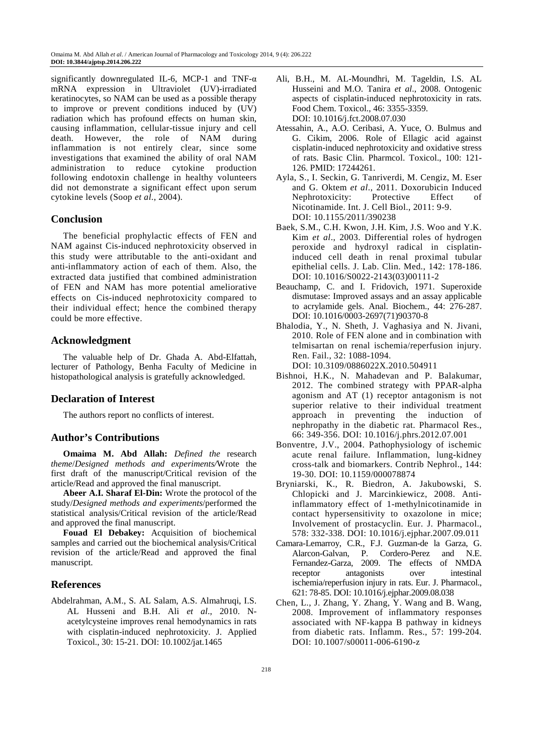significantly downregulated IL-6, MCP-1 and TNF-α mRNA expression in Ultraviolet (UV)-irradiated keratinocytes, so NAM can be used as a possible therapy to improve or prevent conditions induced by (UV) radiation which has profound effects on human skin, causing inflammation, cellular-tissue injury and cell death. However, the role of NAM during inflammation is not entirely clear, since some investigations that examined the ability of oral NAM administration to reduce cytokine production following endotoxin challenge in healthy volunteers did not demonstrate a significant effect upon serum cytokine levels (Soop *et al*., 2004).

## Conclusion

The beneficial prophylactic effects of FEN and NAM against Cis-induced nephrotoxicity observed in this study were attributable to the anti-oxidant and anti-inflammatory action of each of them. Also, the extracted data justified that combined administration of FEN and NAM has more potential ameliorative effects on Cis-induced nephrotoxicity compared to their individual effect; hence the combined therapy could be more effective.

## Acknowledgment

The valuable help of Dr. Ghada A. Abd-Elfattah, lecturer of Pathology, Benha Faculty of Medicine in histopathological analysis is gratefully acknowledged.

## Declaration of Interest

The authors report no conflicts of interest.

## Author's Contributions

**Omaima M. Abd Allah:** *Defined the* research *theme*/*Designed methods and experiments/*Wrote the first draft of the manuscript/Critical revision of the article/Read and approved the final manuscript.

**Abeer A.I. Sharaf El-Din:** Wrote the protocol of the study/*Designed methods and experiments*/performed the statistical analysis/Critical revision of the article/Read and approved the final manuscript.

**Fouad El Debakey:** Acquisition of biochemical samples and carried out the biochemical analysis/Critical revision of the article/Read and approved the final manuscript.

## References

Abdelrahman, A.M., S. AL Salam, A.S. Almahruqi, I.S. AL Husseni and B.H. Ali *et al*., 2010. N-acetylcysteine improves renal hemodynamics in rats with cisplatin-induced nephrotoxicity. J. Applied Toxicol., 30: 15-21. DOI: 10.1002/jat.1465

Ali, B.H., M. AL-Moundhri, M. Tageldin, I.S. AL Husseini and M.O. Tanira *et al*., 2008. Ontogenic aspects of cisplatin-induced nephrotoxicity in rats. Food Chem. Toxicol., 46: 3355-3359. DOI: 10.1016/j.fct.2008.07.030

Atessahin, A., A.O. Ceribasi, A. Yuce, O. Bulmus and G. Cikim, 2006. Role of Ellagic acid against cisplatin-induced nephrotoxicity and oxidative stress of rats. Basic Clin. Pharmcol. Toxicol., 100: 121-126. PMID: 17244261.

Ayla, S., I. Seckin, G. Tanriverdi, M. Cengiz, M. Eser and G. Oktem *et al*., 2011. Doxorubicin Induced Nephrotoxicity: Protective Effect of Nicotinamide. Int. J. Cell Biol., 2011: 9-9. DOI: 10.1155/2011/390238

Baek, S.M., C.H. Kwon, J.H. Kim, J.S. Woo and Y.K. Kim *et al*., 2003. Differential roles of hydrogen peroxide and hydroxyl radical in cisplatin-induced cell death in renal proximal tubular epithelial cells. J. Lab. Clin. Med., 142: 178-186. DOI: 10.1016/S0022-2143(03)00111-2

Beauchamp, C. and I. Fridovich, 1971. Superoxide dismutase: Improved assays and an assay applicable to acrylamide gels. Anal. Biochem., 44: 276-287. DOI: 10.1016/0003-2697(71)90370-8

Bhalodia, Y., N. Sheth, J. Vaghasiya and N. Jivani, 2010. Role of FEN alone and in combination with telmisartan on renal ischemia/reperfusion injury. Ren. Fail., 32: 1088-1094. DOI: 10.3109/0886022X.2010.504911

Bishnoi, H.K., N. Mahadevan and P. Balakumar, 2012. The combined strategy with PPAR-alpha agonism and AT (1) receptor antagonism is not superior relative to their individual treatment approach in preventing the induction of nephropathy in the diabetic rat. Pharmacol Res., 66: 349-356. DOI: 10.1016/j.phrs.2012.07.001

Bonventre, J.V., 2004. Pathophysiology of ischemic acute renal failure. Inflammation, lung-kidney cross-talk and biomarkers. Contrib Nephrol., 144: 19-30. DOI: 10.1159/000078874

Bryniarski, K., R. Biedron, A. Jakubowski, S. Chlopicki and J. Marcinkiewicz, 2008. Anti-inflammatory effect of 1-methylnicotinamide in contact hypersensitivity to oxazolone in mice; Involvement of prostacyclin. Eur. J. Pharmacol., 578: 332-338. DOI: 10.1016/j.ejphar.2007.09.011

Camara-Lemarroy, C.R., F.J. Guzman-de la Garza, G. Alarcon-Galvan, P. Cordero-Perez and N.E. Fernandez-Garza, 2009. The effects of NMDA receptor antagonists over intestinal ischemia/reperfusion injury in rats. Eur. J. Pharmacol., 621: 78-85. DOI: 10.1016/j.ejphar.2009.08.038

Chen, L., J. Zhang, Y. Zhang, Y. Wang and B. Wang, 2008. Improvement of inflammatory responses associated with NF-kappa B pathway in kidneys from diabetic rats. Inflamm. Res., 57: 199-204. DOI: 10.1007/s00011-006-6190-z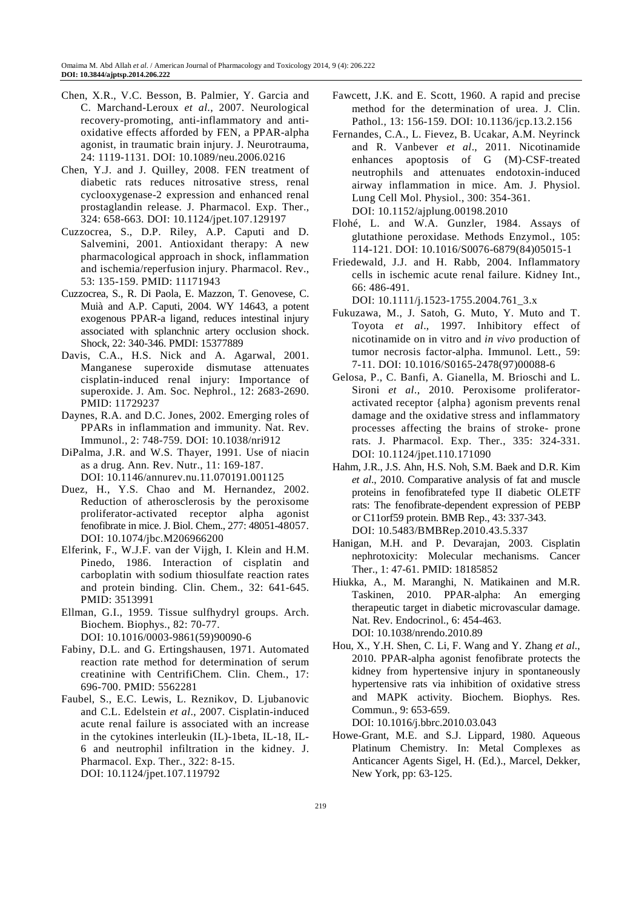Chen, X.R., V.C. Besson, B. Palmier, Y. Garcia and C. Marchand-Leroux *et al*., 2007. Neurological recovery-promoting, anti-inflammatory and anti-oxidative effects afforded by FEN, a PPAR-alpha agonist, in traumatic brain injury. J. Neurotrauma, 24: 1119-1131. DOI: 10.1089/neu.2006.0216

Chen, Y.J. and J. Quilley, 2008. FEN treatment of diabetic rats reduces nitrosative stress, renal cyclooxygenase-2 expression and enhanced renal prostaglandin release. J. Pharmacol. Exp. Ther., 324: 658-663. DOI: 10.1124/jpet.107.129197

Cuzzocrea, S., D.P. Riley, A.P. Caputi and D. Salvemini, 2001. Antioxidant therapy: A new pharmacological approach in shock, inflammation and ischemia/reperfusion injury. Pharmacol. Rev., 53: 135-159. PMID: 11171943

Cuzzocrea, S., R. Di Paola, E. Mazzon, T. Genovese, C. Muià and A.P. Caputi, 2004. WY 14643, a potent exogenous PPAR-a ligand, reduces intestinal injury associated with splanchnic artery occlusion shock. Shock, 22: 340-346. PMDI: 15377889

Davis, C.A., H.S. Nick and A. Agarwal, 2001. Manganese superoxide dismutase attenuates cisplatin-induced renal injury: Importance of superoxide. J. Am. Soc. Nephrol., 12: 2683-2690. PMID: 11729237

Daynes, R.A. and D.C. Jones, 2002. Emerging roles of PPARs in inflammation and immunity. Nat. Rev. Immunol., 2: 748-759. DOI: 10.1038/nri912

DiPalma, J.R. and W.S. Thayer, 1991. Use of niacin as a drug. Ann. Rev. Nutr., 11: 169-187. DOI: 10.1146/annurev.nu.11.070191.001125

Duez, H., Y.S. Chao and M. Hernandez, 2002. Reduction of atherosclerosis by the peroxisome proliferator-activated receptor alpha agonist fenofibrate in mice. J. Biol. Chem., 277: 48051-48057. DOI: 10.1074/jbc.M206966200

Elferink, F., W.J.F. van der Vijgh, I. Klein and H.M. Pinedo, 1986. Interaction of cisplatin and carboplatin with sodium thiosulfate reaction rates and protein binding. Clin. Chem., 32: 641-645. PMID: 3513991

Ellman, G.I., 1959. Tissue sulfhydryl groups. Arch. Biochem. Biophys., 82: 70-77. DOI: 10.1016/0003-9861(59)90090-6

Fabiny, D.L. and G. Ertingshausen, 1971. Automated reaction rate method for determination of serum creatinine with CentrifiChem. Clin. Chem., 17: 696-700. PMID: 5562281

Faubel, S., E.C. Lewis, L. Reznikov, D. Ljubanovic and C.L. Edelstein *et al*., 2007. Cisplatin-induced acute renal failure is associated with an increase in the cytokines interleukin (IL)-1beta, IL-18, IL-6 and neutrophil infiltration in the kidney. J. Pharmacol. Exp. Ther., 322: 8-15. DOI: 10.1124/jpet.107.119792

Fawcett, J.K. and E. Scott, 1960. A rapid and precise method for the determination of urea. J. Clin. Pathol., 13: 156-159. DOI: 10.1136/jcp.13.2.156

Fernandes, C.A., L. Fievez, B. Ucakar, A.M. Neyrinck and R. Vanbever *et al*., 2011. Nicotinamide enhances apoptosis of G (M)-CSF-treated neutrophils and attenuates endotoxin-induced airway inflammation in mice. Am. J. Physiol. Lung Cell Mol. Physiol., 300: 354-361. DOI: 10.1152/ajplung.00198.2010

Flohé, L. and W.A. Gunzler, 1984. Assays of glutathione peroxidase. Methods Enzymol., 105: 114-121. DOI: 10.1016/S0076-6879(84)05015-1

Friedewald, J.J. and H. Rabb, 2004. Inflammatory cells in ischemic acute renal failure. Kidney Int., 66: 486-491. DOI: 10.1111/j.1523-1755.2004.761_3.x

Fukuzawa, M., J. Satoh, G. Muto, Y. Muto and T. Toyota *et al*., 1997. Inhibitory effect of nicotinamide on in vitro and *in vivo* production of tumor necrosis factor-alpha. Immunol. Lett., 59: 7-11. DOI: 10.1016/S0165-2478(97)00088-6

Gelosa, P., C. Banfi, A. Gianella, M. Brioschi and L. Sironi *et al*., 2010. Peroxisome proliferator-activated receptor {alpha} agonism prevents renal damage and the oxidative stress and inflammatory processes affecting the brains of stroke- prone rats. J. Pharmacol. Exp. Ther., 335: 324-331. DOI: 10.1124/jpet.110.171090

Hahm, J.R., J.S. Ahn, H.S. Noh, S.M. Baek and D.R. Kim *et al*., 2010. Comparative analysis of fat and muscle proteins in fenofibratefed type II diabetic OLETF rats: The fenofibrate-dependent expression of PEBP or C11orf59 protein. BMB Rep., 43: 337-343. DOI: 10.5483/BMBRep.2010.43.5.337

Hanigan, M.H. and P. Devarajan, 2003. Cisplatin nephrotoxicity: Molecular mechanisms. Cancer Ther., 1: 47-61. PMID: 18185852

Hiukka, A., M. Maranghi, N. Matikainen and M.R. Taskinen, 2010. PPAR-alpha: An emerging therapeutic target in diabetic microvascular damage. Nat. Rev. Endocrinol., 6: 454-463. DOI: 10.1038/nrendo.2010.89

Hou, X., Y.H. Shen, C. Li, F. Wang and Y. Zhang *et al*., 2010. PPAR-alpha agonist fenofibrate protects the kidney from hypertensive injury in spontaneously hypertensive rats via inhibition of oxidative stress and MAPK activity. Biochem. Biophys. Res. Commun., 9: 653-659. DOI: 10.1016/j.bbrc.2010.03.043

Howe-Grant, M.E. and S.J. Lippard, 1980. Aqueous Platinum Chemistry. In: Metal Complexes as Anticancer Agents Sigel, H. (Ed.)., Marcel, Dekker, New York, pp: 63-125.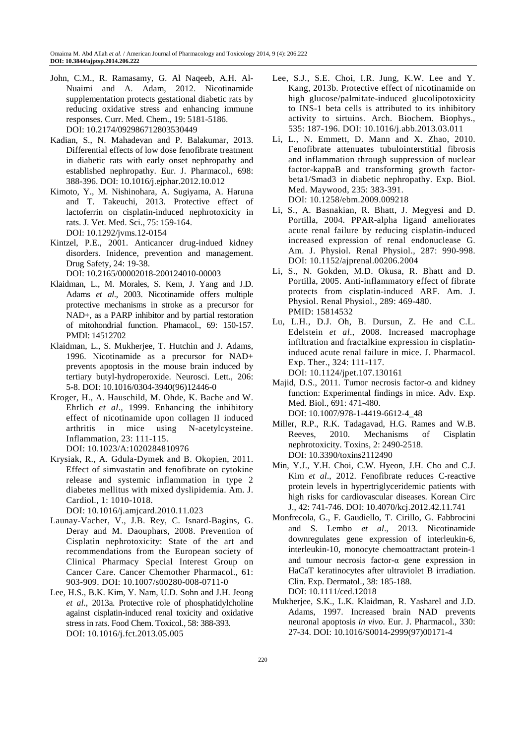John, C.M., R. Ramasamy, G. Al Naqeeb, A.H. Al-Nuaimi and A. Adam, 2012. Nicotinamide supplementation protects gestational diabetic rats by reducing oxidative stress and enhancing immune responses. Curr. Med. Chem., 19: 5181-5186. DOI: 10.2174/092986712803530449

Kadian, S., N. Mahadevan and P. Balakumar, 2013. Differential effects of low dose fenofibrate treatment in diabetic rats with early onset nephropathy and established nephropathy. Eur. J. Pharmacol., 698: 388-396. DOI: 10.1016/j.ejphar.2012.10.012

Kimoto, Y., M. Nishinohara, A. Sugiyama, A. Haruna and T. Takeuchi, 2013. Protective effect of lactoferrin on cisplatin-induced nephrotoxicity in rats. J. Vet. Med. Sci., 75: 159-164. DOI: 10.1292/jvms.12-0154

Kintzel, P.E., 2001. Anticancer drug-indued kidney disorders. Inidence, prevention and management. Drug Safety, 24: 19-38. DOI: 10.2165/00002018-200124010-00003

Klaidman, L., M. Morales, S. Kem, J. Yang and J.D. Adams *et al*., 2003. Nicotinamide offers multiple protective mechanisms in stroke as a precursor for NAD+, as a PARP inhibitor and by partial restoration of mitohondrial function. Phamacol., 69: 150-157. PMDI: 14512702

Klaidman, L., S. Mukherjee, T. Hutchin and J. Adams, 1996. Nicotinamide as a precursor for NAD+ prevents apoptosis in the mouse brain induced by tertiary butyl-hydroperoxide. Neurosci. Lett., 206: 5-8. DOI: 10.1016/0304-3940(96)12446-0

Kroger, H., A. Hauschild, M. Ohde, K. Bache and W. Ehrlich *et al*., 1999. Enhancing the inhibitory effect of nicotinamide upon collagen II induced arthritis in mice using N-acetylcysteine. Inflammation, 23: 111-115. DOI: 10.1023/A:1020284810976

Krysiak, R., A. Gdula-Dymek and B. Okopien, 2011. Effect of simvastatin and fenofibrate on cytokine release and systemic inflammation in type 2 diabetes mellitus with mixed dyslipidemia. Am. J. Cardiol., 1: 1010-1018. DOI: 10.1016/j.amjcard.2010.11.023

Launay-Vacher, V., J.B. Rey, C. Isnard-Bagins, G. Deray and M. Daouphars, 2008. Prevention of Cisplatin nephrotoxicity: State of the art and recommendations from the European society of Clinical Pharmacy Special Interest Group on Cancer Care. Cancer Chemother Pharmacol., 61: 903-909. DOI: 10.1007/s00280-008-0711-0

Lee, H.S., B.K. Kim, Y. Nam, U.D. Sohn and J.H. Jeong *et al*., 2013a. Protective role of phosphatidylcholine against cisplatin-induced renal toxicity and oxidative stress in rats. Food Chem. Toxicol., 58: 388-393. DOI: 10.1016/j.fct.2013.05.005

Lee, S.J., S.E. Choi, I.R. Jung, K.W. Lee and Y. Kang, 2013b. Protective effect of nicotinamide on high glucose/palmitate-induced glucolipotoxicity to INS-1 beta cells is attributed to its inhibitory activity to sirtuins. Arch. Biochem. Biophys., 535: 187-196. DOI: 10.1016/j.abb.2013.03.011

Li, L., N. Emmett, D. Mann and X. Zhao, 2010. Fenofibrate attenuates tubulointerstitial fibrosis and inflammation through suppression of nuclear factor-kappaB and transforming growth factor-beta1/Smad3 in diabetic nephropathy. Exp. Biol. Med. Maywood, 235: 383-391. DOI: 10.1258/ebm.2009.009218

Li, S., A. Basnakian, R. Bhatt, J. Megyesi and D. Portilla, 2004. PPAR-alpha ligand ameliorates acute renal failure by reducing cisplatin-induced increased expression of renal endonuclease G. Am. J. Physiol. Renal Physiol., 287: 990-998. DOI: 10.1152/ajprenal.00206.2004

Li, S., N. Gokden, M.D. Okusa, R. Bhatt and D. Portilla, 2005. Anti-inflammatory effect of fibrate protects from cisplatin-induced ARF. Am. J. Physiol. Renal Physiol., 289: 469-480. PMID: 15814532

Lu, L.H., D.J. Oh, B. Dursun, Z. He and C.L. Edelstein *et al*., 2008. Increased macrophage infiltration and fractalkine expression in cisplatin-induced acute renal failure in mice. J. Pharmacol. Exp. Ther., 324: 111-117. DOI: 10.1124/jpet.107.130161

Majid, D.S., 2011. Tumor necrosis factor-α and kidney function: Experimental findings in mice. Adv. Exp. Med. Biol., 691: 471-480. DOI: 10.1007/978-1-4419-6612-4_48

Miller, R.P., R.K. Tadagavad, H.G. Rames and W.B. Reeves, 2010. Mechanisms of Cisplatin nephrotoxicity. Toxins, 2: 2490-2518. DOI: 10.3390/toxins2112490

Min, Y.J., Y.H. Choi, C.W. Hyeon, J.H. Cho and C.J. Kim *et al*., 2012. Fenofibrate reduces C-reactive protein levels in hypertriglyceridemic patients with high risks for cardiovascular diseases. Korean Circ J., 42: 741-746. DOI: 10.4070/kcj.2012.42.11.741

Monfrecola, G., F. Gaudiello, T. Cirillo, G. Fabbrocini and S. Lembo *et al*., 2013. Nicotinamide downregulates gene expression of interleukin-6, interleukin-10, monocyte chemoattractant protein-1 and tumour necrosis factor-α gene expression in HaCaT keratinocytes after ultraviolet B irradiation. Clin. Exp. Dermatol., 38: 185-188. DOI: 10.1111/ced.12018

Mukherjee, S.K., L.K. Klaidman, R. Yasharel and J.D. Adams, 1997. Increased brain NAD prevents neuronal apoptosis *in vivo*. Eur. J. Pharmacol., 330: 27-34. DOI: 10.1016/S0014-2999(97)00171-4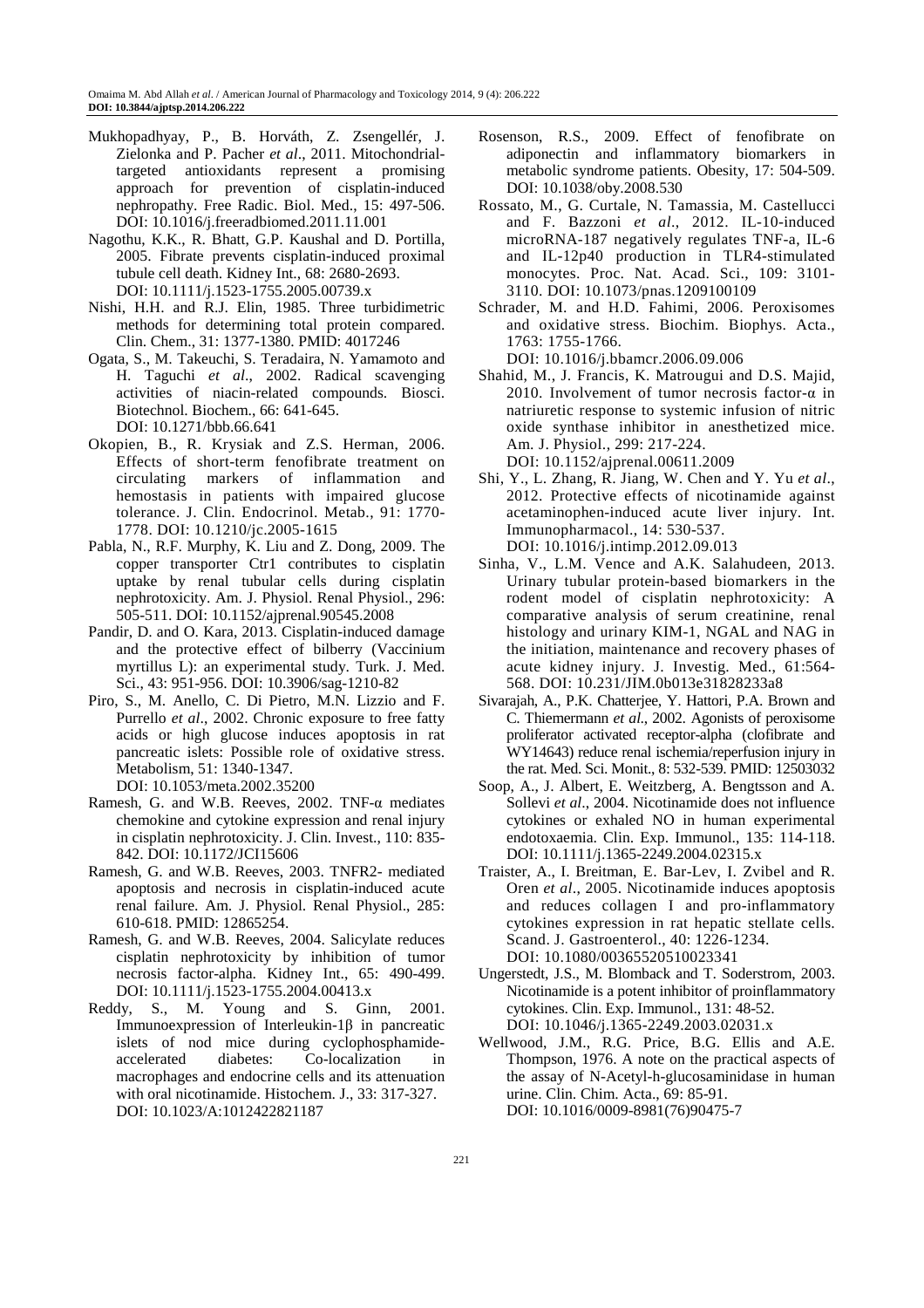Mukhopadhyay, P., B. Horváth, Z. Zsengellér, J. Zielonka and P. Pacher *et al*., 2011. Mitochondrial-targeted antioxidants represent a promising approach for prevention of cisplatin-induced nephropathy. Free Radic. Biol. Med., 15: 497-506. DOI: 10.1016/j.freeradbiomed.2011.11.001

Nagothu, K.K., R. Bhatt, G.P. Kaushal and D. Portilla, 2005. Fibrate prevents cisplatin-induced proximal tubule cell death. Kidney Int., 68: 2680-2693. DOI: 10.1111/j.1523-1755.2005.00739.x

Nishi, H.H. and R.J. Elin, 1985. Three turbidimetric methods for determining total protein compared. Clin. Chem., 31: 1377-1380. PMID: 4017246

Ogata, S., M. Takeuchi, S. Teradaira, N. Yamamoto and H. Taguchi *et al*., 2002. Radical scavenging activities of niacin-related compounds. Biosci. Biotechnol. Biochem., 66: 641-645. DOI: 10.1271/bbb.66.641

Okopien, B., R. Krysiak and Z.S. Herman, 2006. Effects of short-term fenofibrate treatment on circulating markers of inflammation and hemostasis in patients with impaired glucose tolerance. J. Clin. Endocrinol. Metab., 91: 1770-1778. DOI: 10.1210/jc.2005-1615

Pabla, N., R.F. Murphy, K. Liu and Z. Dong, 2009. The copper transporter Ctr1 contributes to cisplatin uptake by renal tubular cells during cisplatin nephrotoxicity. Am. J. Physiol. Renal Physiol., 296: 505-511. DOI: 10.1152/ajprenal.90545.2008

Pandir, D. and O. Kara, 2013. Cisplatin-induced damage and the protective effect of bilberry (Vaccinium myrtillus L): an experimental study. Turk. J. Med. Sci., 43: 951-956. DOI: 10.3906/sag-1210-82

Piro, S., M. Anello, C. Di Pietro, M.N. Lizzio and F. Purrello *et al*., 2002. Chronic exposure to free fatty acids or high glucose induces apoptosis in rat pancreatic islets: Possible role of oxidative stress. Metabolism, 51: 1340-1347. DOI: 10.1053/meta.2002.35200

Ramesh, G. and W.B. Reeves, 2002. TNF-α mediates chemokine and cytokine expression and renal injury in cisplatin nephrotoxicity. J. Clin. Invest., 110: 835-842. DOI: 10.1172/JCI15606

Ramesh, G. and W.B. Reeves, 2003. TNFR2- mediated apoptosis and necrosis in cisplatin-induced acute renal failure. Am. J. Physiol. Renal Physiol., 285: 610-618. PMID: 12865254.

Ramesh, G. and W.B. Reeves, 2004. Salicylate reduces cisplatin nephrotoxicity by inhibition of tumor necrosis factor-alpha. Kidney Int., 65: 490-499. DOI: 10.1111/j.1523-1755.2004.00413.x

Reddy, S., M. Young and S. Ginn, 2001. Immunoexpression of Interleukin-1β in pancreatic islets of nod mice during cyclophosphamide-accelerated diabetes: Co-localization in macrophages and endocrine cells and its attenuation with oral nicotinamide. Histochem. J., 33: 317-327. DOI: 10.1023/A:1012422821187

Rosenson, R.S., 2009. Effect of fenofibrate on adiponectin and inflammatory biomarkers in metabolic syndrome patients. Obesity, 17: 504-509. DOI: 10.1038/oby.2008.530

Rossato, M., G. Curtale, N. Tamassia, M. Castellucci and F. Bazzoni *et al*., 2012. IL-10-induced microRNA-187 negatively regulates TNF-a, IL-6 and IL-12p40 production in TLR4-stimulated monocytes. Proc. Nat. Acad. Sci., 109: 3101-3110. DOI: 10.1073/pnas.1209100109

Schrader, M. and H.D. Fahimi, 2006. Peroxisomes and oxidative stress. Biochim. Biophys. Acta., 1763: 1755-1766. DOI: 10.1016/j.bbamcr.2006.09.006

Shahid, M., J. Francis, K. Matrougui and D.S. Majid, 2010. Involvement of tumor necrosis factor-α in natriuretic response to systemic infusion of nitric oxide synthase inhibitor in anesthetized mice. Am. J. Physiol., 299: 217-224. DOI: 10.1152/ajprenal.00611.2009

Shi, Y., L. Zhang, R. Jiang, W. Chen and Y. Yu *et al*., 2012. Protective effects of nicotinamide against acetaminophen-induced acute liver injury. Int. Immunopharmacol., 14: 530-537. DOI: 10.1016/j.intimp.2012.09.013

Sinha, V., L.M. Vence and A.K. Salahudeen, 2013. Urinary tubular protein-based biomarkers in the rodent model of cisplatin nephrotoxicity: A comparative analysis of serum creatinine, renal histology and urinary KIM-1, NGAL and NAG in the initiation, maintenance and recovery phases of acute kidney injury. J. Investig. Med., 61:564-568. DOI: 10.231/JIM.0b013e31828233a8

Sivarajah, A., P.K. Chatterjee, Y. Hattori, P.A. Brown and C. Thiemermann *et al*., 2002. Agonists of peroxisome proliferator activated receptor-alpha (clofibrate and WY14643) reduce renal ischemia/reperfusion injury in the rat. Med. Sci. Monit., 8: 532-539. PMID: 12503032

Soop, A., J. Albert, E. Weitzberg, A. Bengtsson and A. Sollevi *et al*., 2004. Nicotinamide does not influence cytokines or exhaled NO in human experimental endotoxaemia. Clin. Exp. Immunol., 135: 114-118. DOI: 10.1111/j.1365-2249.2004.02315.x

Traister, A., I. Breitman, E. Bar-Lev, I. Zvibel and R. Oren *et al*., 2005. Nicotinamide induces apoptosis and reduces collagen I and pro-inflammatory cytokines expression in rat hepatic stellate cells. Scand. J. Gastroenterol., 40: 1226-1234. DOI: 10.1080/00365520510023341

Ungerstedt, J.S., M. Blomback and T. Soderstrom, 2003. Nicotinamide is a potent inhibitor of proinflammatory cytokines. Clin. Exp. Immunol., 131: 48-52. DOI: 10.1046/j.1365-2249.2003.02031.x

Wellwood, J.M., R.G. Price, B.G. Ellis and A.E. Thompson, 1976. A note on the practical aspects of the assay of N-Acetyl-h-glucosaminidase in human urine. Clin. Chim. Acta., 69: 85-91. DOI: 10.1016/0009-8981(76)90475-7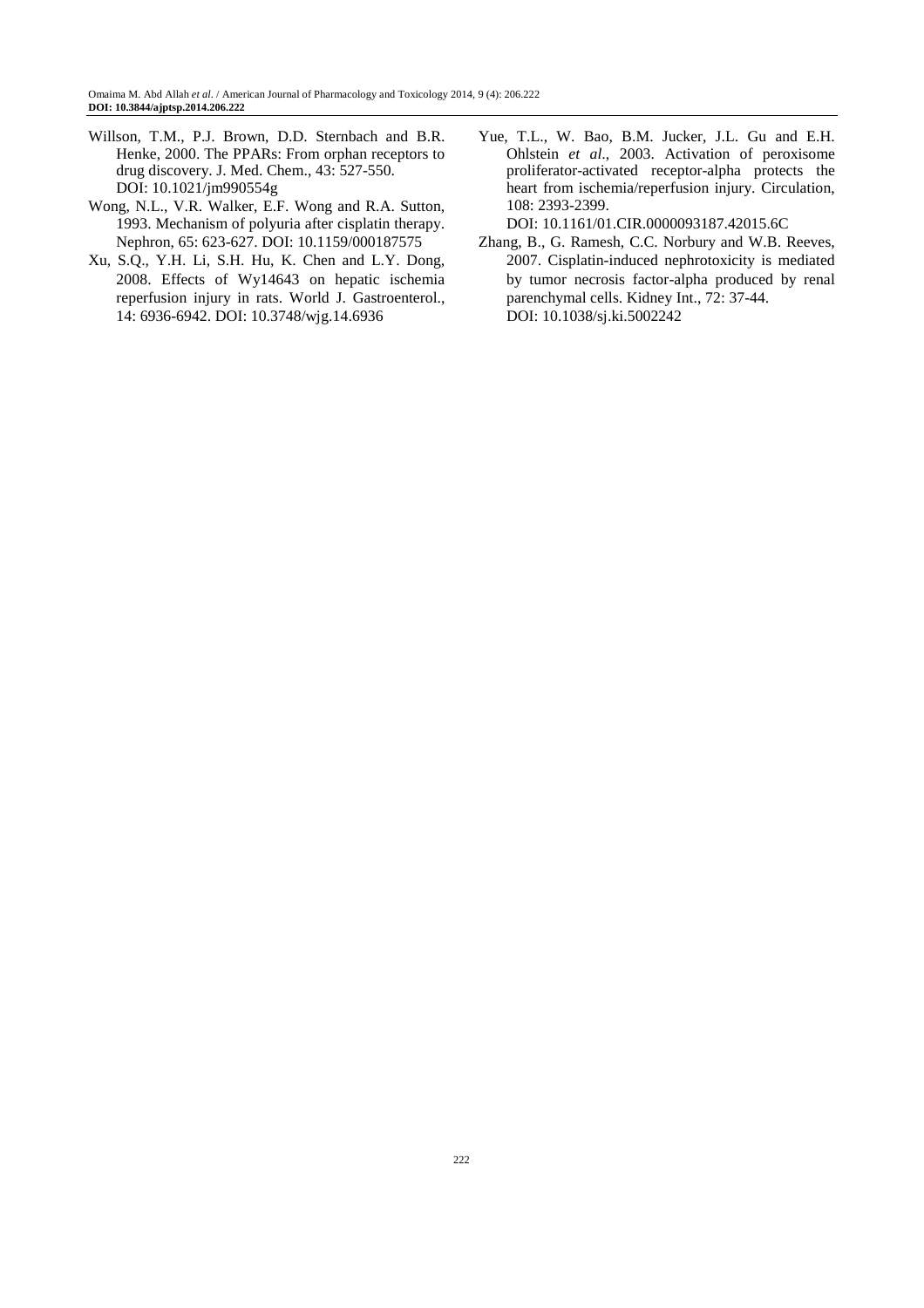Willson, T.M., P.J. Brown, D.D. Sternbach and B.R. Henke, 2000. The PPARs: From orphan receptors to drug discovery. J. Med. Chem., 43: 527-550. DOI: 10.1021/jm990554g

Wong, N.L., V.R. Walker, E.F. Wong and R.A. Sutton, 1993. Mechanism of polyuria after cisplatin therapy. Nephron, 65: 623-627. DOI: 10.1159/000187575

Xu, S.Q., Y.H. Li, S.H. Hu, K. Chen and L.Y. Dong, 2008. Effects of Wy14643 on hepatic ischemia reperfusion injury in rats. World J. Gastroenterol., 14: 6936-6942. DOI: 10.3748/wjg.14.6936

Yue, T.L., W. Bao, B.M. Jucker, J.L. Gu and E.H. Ohlstein *et al*., 2003. Activation of peroxisome proliferator-activated receptor-alpha protects the heart from ischemia/reperfusion injury. Circulation, 108: 2393-2399. DOI: 10.1161/01.CIR.0000093187.42015.6C

Zhang, B., G. Ramesh, C.C. Norbury and W.B. Reeves, 2007. Cisplatin-induced nephrotoxicity is mediated by tumor necrosis factor-alpha produced by renal parenchymal cells. Kidney Int., 72: 37-44. DOI: 10.1038/sj.ki.5002242